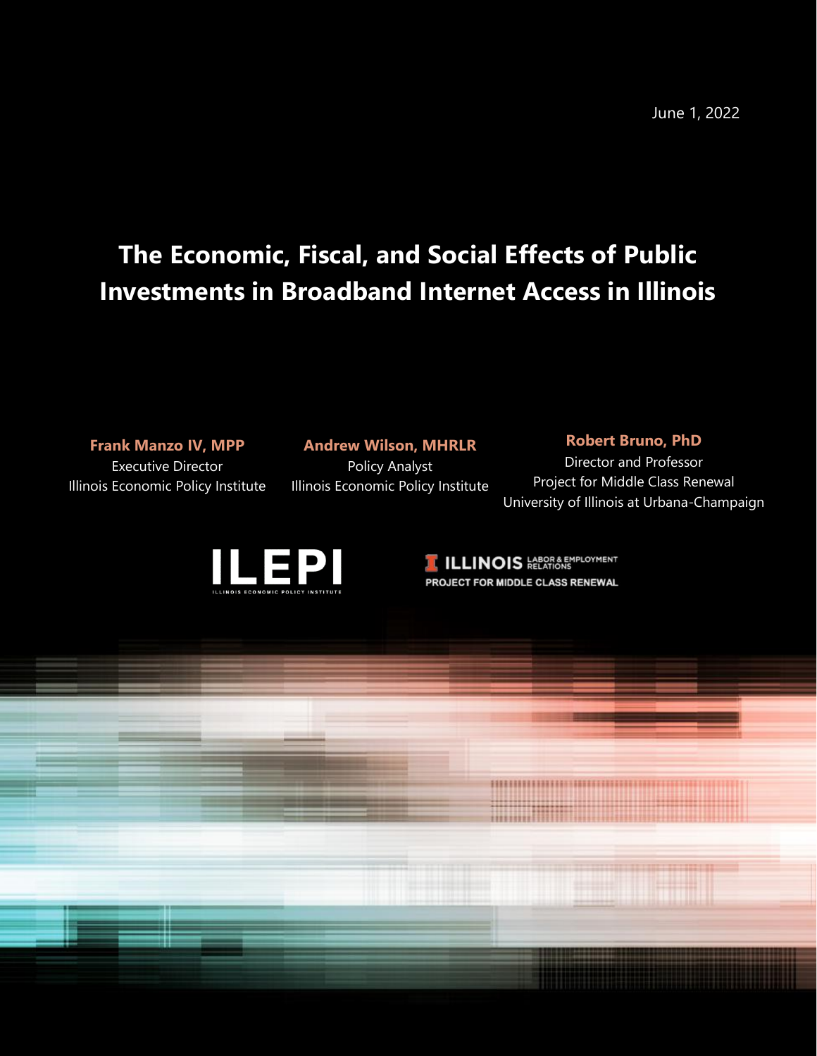June 1, 2022

# The Economic, Fiscal, and Social Effects of Public Investments in Broadband Internet Access in Illinois

**Frank Manzo IV, MPP**
Executive Director
Illinois Economic Policy Institute

**Andrew Wilson, MHRLR**
Policy Analyst
Illinois Economic Policy Institute

**Robert Bruno, PhD**
Director and Professor
Project for Middle Class Renewal
University of Illinois at Urbana-Champaign

ILEPI
ILLINOIS ECONOMIC POLICY INSTITUTE

ILLINOIS LABOR & EMPLOYMENT RELATIONS
PROJECT FOR MIDDLE CLASS RENEWAL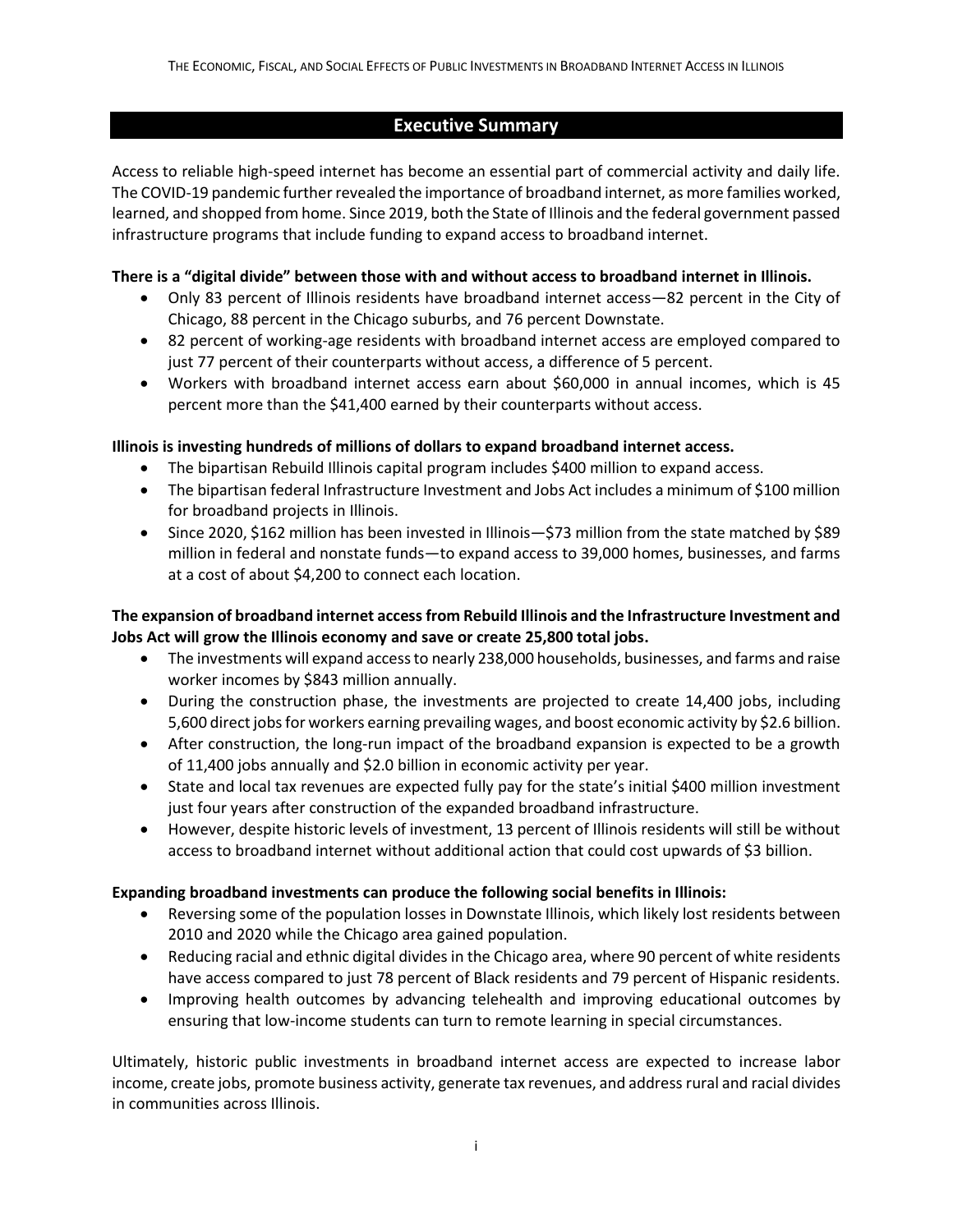## Executive Summary

Access to reliable high-speed internet has become an essential part of commercial activity and daily life. The COVID-19 pandemic further revealed the importance of broadband internet, as more families worked, learned, and shopped from home. Since 2019, both the State of Illinois and the federal government passed infrastructure programs that include funding to expand access to broadband internet.

**There is a "digital divide" between those with and without access to broadband internet in Illinois.**

- Only 83 percent of Illinois residents have broadband internet access—82 percent in the City of Chicago, 88 percent in the Chicago suburbs, and 76 percent Downstate.
- 82 percent of working-age residents with broadband internet access are employed compared to just 77 percent of their counterparts without access, a difference of 5 percent.
- Workers with broadband internet access earn about $60,000 in annual incomes, which is 45 percent more than the $41,400 earned by their counterparts without access.

**Illinois is investing hundreds of millions of dollars to expand broadband internet access.**

- The bipartisan Rebuild Illinois capital program includes $400 million to expand access.
- The bipartisan federal Infrastructure Investment and Jobs Act includes a minimum of $100 million for broadband projects in Illinois.
- Since 2020, $162 million has been invested in Illinois—$73 million from the state matched by $89 million in federal and nonstate funds—to expand access to 39,000 homes, businesses, and farms at a cost of about $4,200 to connect each location.

**The expansion of broadband internet access from Rebuild Illinois and the Infrastructure Investment and Jobs Act will grow the Illinois economy and save or create 25,800 total jobs.**

- The investments will expand access to nearly 238,000 households, businesses, and farms and raise worker incomes by $843 million annually.
- During the construction phase, the investments are projected to create 14,400 jobs, including 5,600 direct jobs for workers earning prevailing wages, and boost economic activity by $2.6 billion.
- After construction, the long-run impact of the broadband expansion is expected to be a growth of 11,400 jobs annually and $2.0 billion in economic activity per year.
- State and local tax revenues are expected fully pay for the state's initial $400 million investment just four years after construction of the expanded broadband infrastructure.
- However, despite historic levels of investment, 13 percent of Illinois residents will still be without access to broadband internet without additional action that could cost upwards of $3 billion.

**Expanding broadband investments can produce the following social benefits in Illinois:**

- Reversing some of the population losses in Downstate Illinois, which likely lost residents between 2010 and 2020 while the Chicago area gained population.
- Reducing racial and ethnic digital divides in the Chicago area, where 90 percent of white residents have access compared to just 78 percent of Black residents and 79 percent of Hispanic residents.
- Improving health outcomes by advancing telehealth and improving educational outcomes by ensuring that low-income students can turn to remote learning in special circumstances.

Ultimately, historic public investments in broadband internet access are expected to increase labor income, create jobs, promote business activity, generate tax revenues, and address rural and racial divides in communities across Illinois.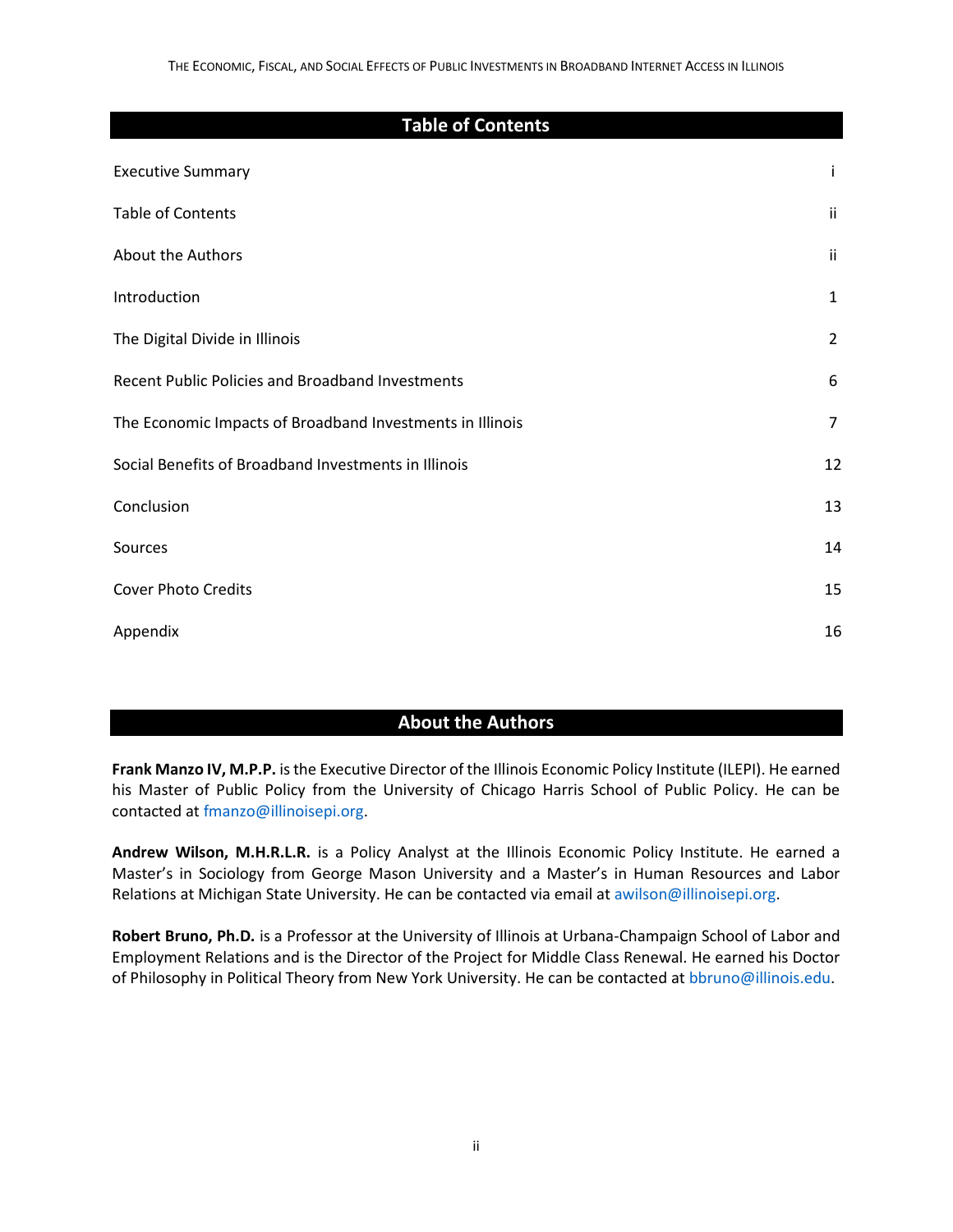## Table of Contents

| | |
|---|---|
| Executive Summary | i |
| Table of Contents | ii |
| About the Authors | ii |
| Introduction | 1 |
| The Digital Divide in Illinois | 2 |
| Recent Public Policies and Broadband Investments | 6 |
| The Economic Impacts of Broadband Investments in Illinois | 7 |
| Social Benefits of Broadband Investments in Illinois | 12 |
| Conclusion | 13 |
| Sources | 14 |
| Cover Photo Credits | 15 |
| Appendix | 16 |

## About the Authors

**Frank Manzo IV, M.P.P.** is the Executive Director of the Illinois Economic Policy Institute (ILEPI). He earned his Master of Public Policy from the University of Chicago Harris School of Public Policy. He can be contacted at fmanzo@illinoisepi.org.

**Andrew Wilson, M.H.R.L.R.** is a Policy Analyst at the Illinois Economic Policy Institute. He earned a Master's in Sociology from George Mason University and a Master's in Human Resources and Labor Relations at Michigan State University. He can be contacted via email at awilson@illinoisepi.org.

**Robert Bruno, Ph.D.** is a Professor at the University of Illinois at Urbana-Champaign School of Labor and Employment Relations and is the Director of the Project for Middle Class Renewal. He earned his Doctor of Philosophy in Political Theory from New York University. He can be contacted at bbruno@illinois.edu.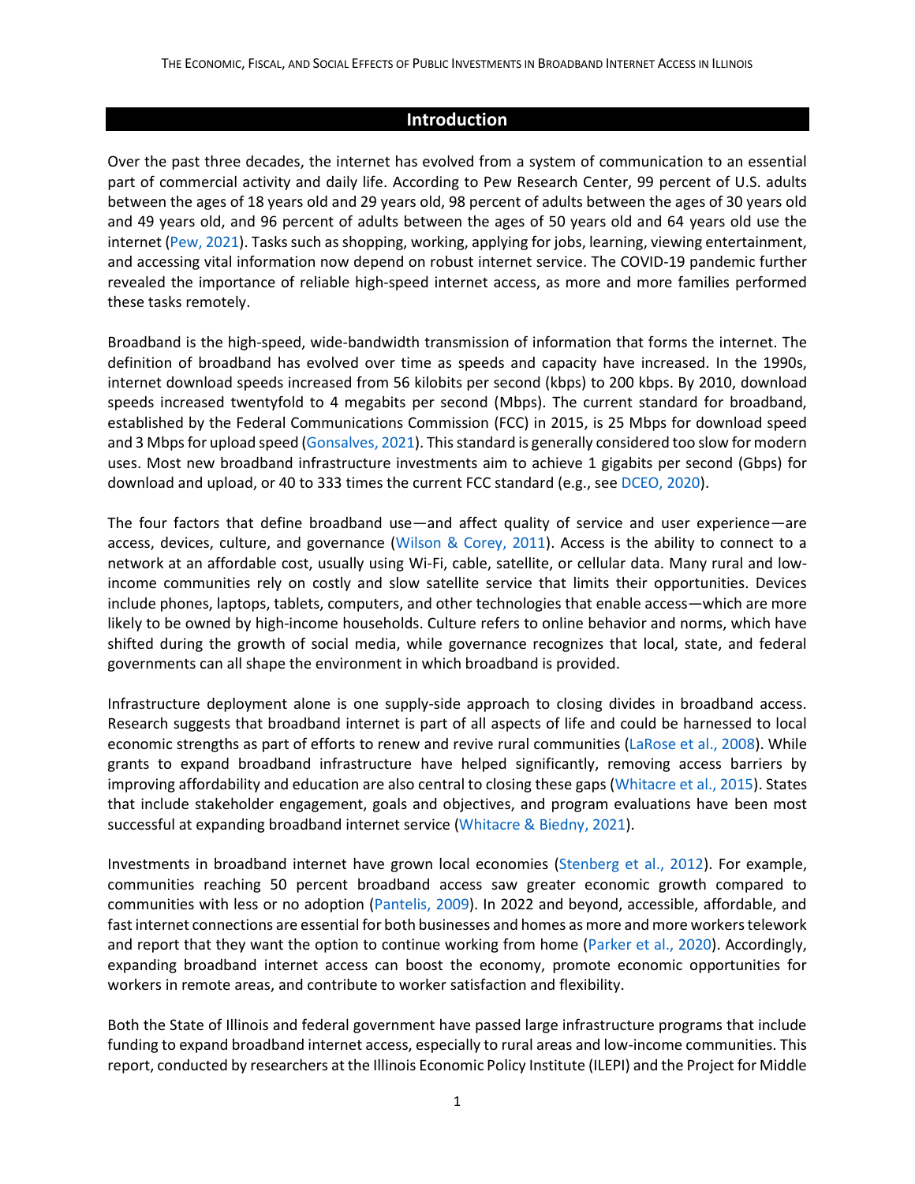## Introduction

Over the past three decades, the internet has evolved from a system of communication to an essential part of commercial activity and daily life. According to Pew Research Center, 99 percent of U.S. adults between the ages of 18 years old and 29 years old, 98 percent of adults between the ages of 30 years old and 49 years old, and 96 percent of adults between the ages of 50 years old and 64 years old use the internet (Pew, 2021). Tasks such as shopping, working, applying for jobs, learning, viewing entertainment, and accessing vital information now depend on robust internet service. The COVID-19 pandemic further revealed the importance of reliable high-speed internet access, as more and more families performed these tasks remotely.

Broadband is the high-speed, wide-bandwidth transmission of information that forms the internet. The definition of broadband has evolved over time as speeds and capacity have increased. In the 1990s, internet download speeds increased from 56 kilobits per second (kbps) to 200 kbps. By 2010, download speeds increased twentyfold to 4 megabits per second (Mbps). The current standard for broadband, established by the Federal Communications Commission (FCC) in 2015, is 25 Mbps for download speed and 3 Mbps for upload speed (Gonsalves, 2021). This standard is generally considered too slow for modern uses. Most new broadband infrastructure investments aim to achieve 1 gigabits per second (Gbps) for download and upload, or 40 to 333 times the current FCC standard (e.g., see DCEO, 2020).

The four factors that define broadband use—and affect quality of service and user experience—are access, devices, culture, and governance (Wilson & Corey, 2011). Access is the ability to connect to a network at an affordable cost, usually using Wi-Fi, cable, satellite, or cellular data. Many rural and low-income communities rely on costly and slow satellite service that limits their opportunities. Devices include phones, laptops, tablets, computers, and other technologies that enable access—which are more likely to be owned by high-income households. Culture refers to online behavior and norms, which have shifted during the growth of social media, while governance recognizes that local, state, and federal governments can all shape the environment in which broadband is provided.

Infrastructure deployment alone is one supply-side approach to closing divides in broadband access. Research suggests that broadband internet is part of all aspects of life and could be harnessed to local economic strengths as part of efforts to renew and revive rural communities (LaRose et al., 2008). While grants to expand broadband infrastructure have helped significantly, removing access barriers by improving affordability and education are also central to closing these gaps (Whitacre et al., 2015). States that include stakeholder engagement, goals and objectives, and program evaluations have been most successful at expanding broadband internet service (Whitacre & Biedny, 2021).

Investments in broadband internet have grown local economies (Stenberg et al., 2012). For example, communities reaching 50 percent broadband access saw greater economic growth compared to communities with less or no adoption (Pantelis, 2009). In 2022 and beyond, accessible, affordable, and fast internet connections are essential for both businesses and homes as more and more workers telework and report that they want the option to continue working from home (Parker et al., 2020). Accordingly, expanding broadband internet access can boost the economy, promote economic opportunities for workers in remote areas, and contribute to worker satisfaction and flexibility.

Both the State of Illinois and federal government have passed large infrastructure programs that include funding to expand broadband internet access, especially to rural areas and low-income communities. This report, conducted by researchers at the Illinois Economic Policy Institute (ILEPI) and the Project for Middle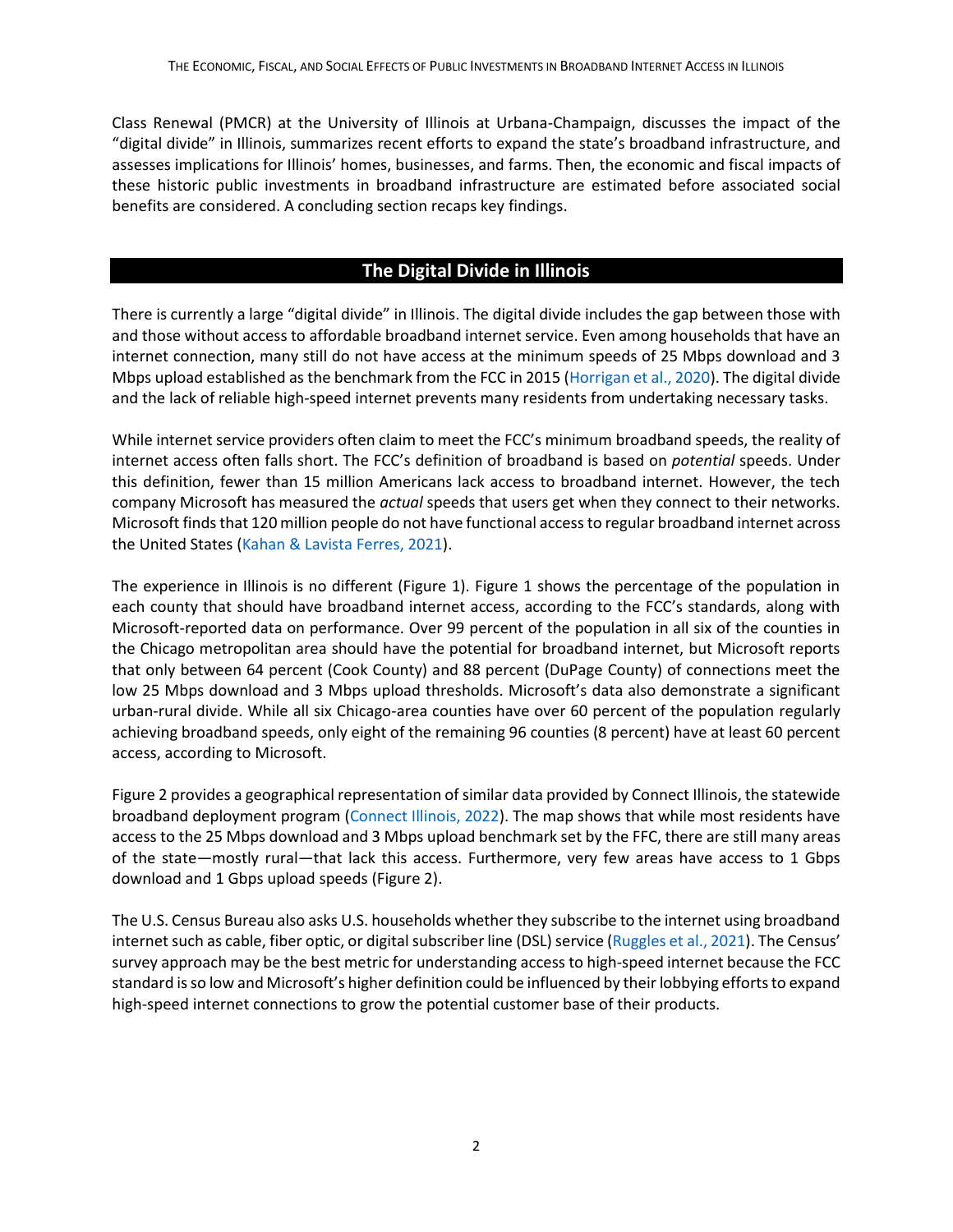Class Renewal (PMCR) at the University of Illinois at Urbana-Champaign, discusses the impact of the "digital divide" in Illinois, summarizes recent efforts to expand the state's broadband infrastructure, and assesses implications for Illinois' homes, businesses, and farms. Then, the economic and fiscal impacts of these historic public investments in broadband infrastructure are estimated before associated social benefits are considered. A concluding section recaps key findings.

## The Digital Divide in Illinois

There is currently a large "digital divide" in Illinois. The digital divide includes the gap between those with and those without access to affordable broadband internet service. Even among households that have an internet connection, many still do not have access at the minimum speeds of 25 Mbps download and 3 Mbps upload established as the benchmark from the FCC in 2015 (Horrigan et al., 2020). The digital divide and the lack of reliable high-speed internet prevents many residents from undertaking necessary tasks.

While internet service providers often claim to meet the FCC's minimum broadband speeds, the reality of internet access often falls short. The FCC's definition of broadband is based on *potential* speeds. Under this definition, fewer than 15 million Americans lack access to broadband internet. However, the tech company Microsoft has measured the *actual* speeds that users get when they connect to their networks. Microsoft finds that 120 million people do not have functional access to regular broadband internet across the United States (Kahan & Lavista Ferres, 2021).

The experience in Illinois is no different (Figure 1). Figure 1 shows the percentage of the population in each county that should have broadband internet access, according to the FCC's standards, along with Microsoft-reported data on performance. Over 99 percent of the population in all six of the counties in the Chicago metropolitan area should have the potential for broadband internet, but Microsoft reports that only between 64 percent (Cook County) and 88 percent (DuPage County) of connections meet the low 25 Mbps download and 3 Mbps upload thresholds. Microsoft's data also demonstrate a significant urban-rural divide. While all six Chicago-area counties have over 60 percent of the population regularly achieving broadband speeds, only eight of the remaining 96 counties (8 percent) have at least 60 percent access, according to Microsoft.

Figure 2 provides a geographical representation of similar data provided by Connect Illinois, the statewide broadband deployment program (Connect Illinois, 2022). The map shows that while most residents have access to the 25 Mbps download and 3 Mbps upload benchmark set by the FFC, there are still many areas of the state—mostly rural—that lack this access. Furthermore, very few areas have access to 1 Gbps download and 1 Gbps upload speeds (Figure 2).

The U.S. Census Bureau also asks U.S. households whether they subscribe to the internet using broadband internet such as cable, fiber optic, or digital subscriber line (DSL) service (Ruggles et al., 2021). The Census' survey approach may be the best metric for understanding access to high-speed internet because the FCC standard is so low and Microsoft's higher definition could be influenced by their lobbying efforts to expand high-speed internet connections to grow the potential customer base of their products.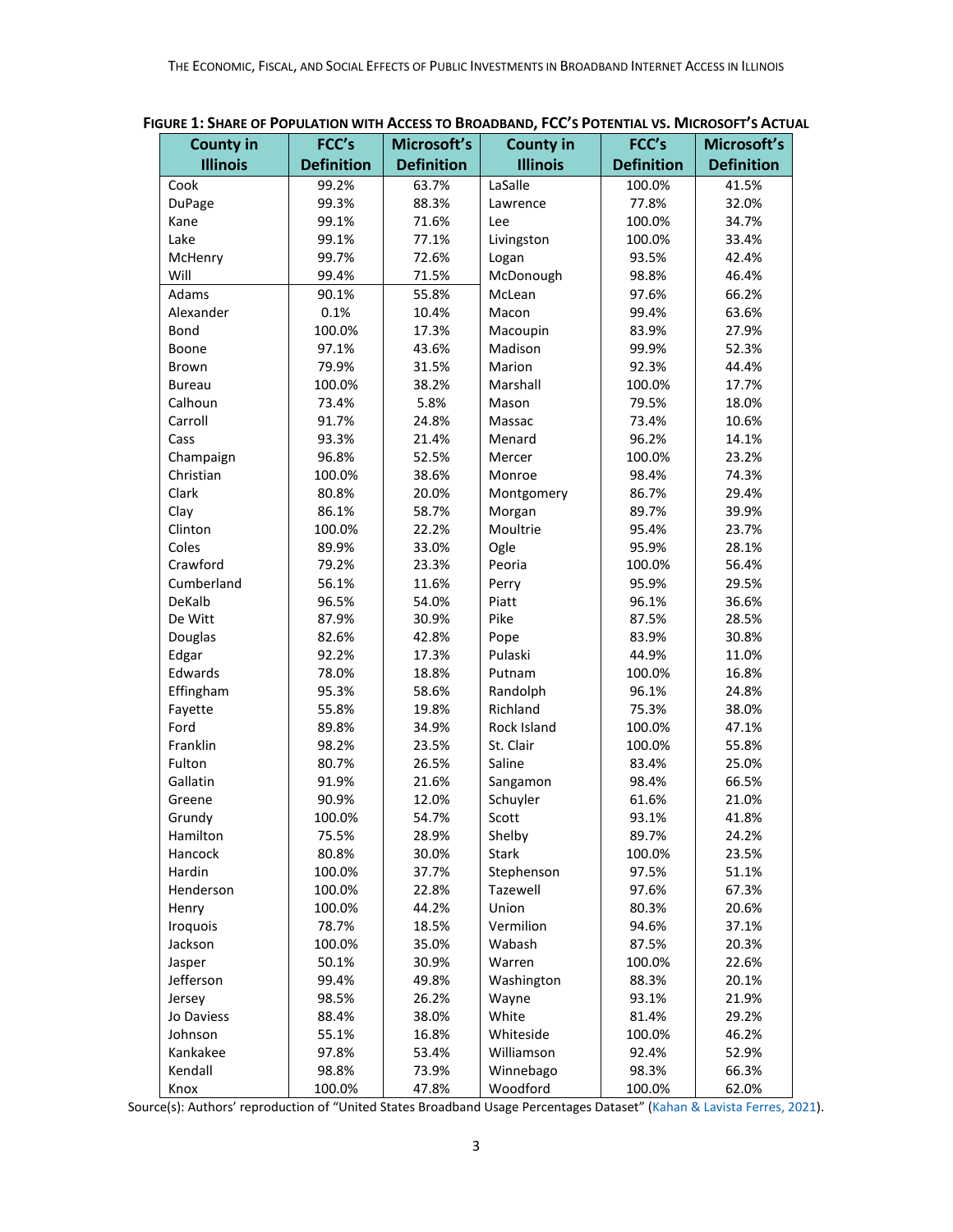**Figure 1: Share of Population with Access to Broadband, FCC's Potential vs. Microsoft's Actual**

| County in Illinois | FCC's Definition | Microsoft's Definition | County in Illinois | FCC's Definition | Microsoft's Definition |
|---|---|---|---|---|---|
| Cook | 99.2% | 63.7% | LaSalle | 100.0% | 41.5% |
| DuPage | 99.3% | 88.3% | Lawrence | 77.8% | 32.0% |
| Kane | 99.1% | 71.6% | Lee | 100.0% | 34.7% |
| Lake | 99.1% | 77.1% | Livingston | 100.0% | 33.4% |
| McHenry | 99.7% | 72.6% | Logan | 93.5% | 42.4% |
| Will | 99.4% | 71.5% | McDonough | 98.8% | 46.4% |
| Adams | 90.1% | 55.8% | McLean | 97.6% | 66.2% |
| Alexander | 0.1% | 10.4% | Macon | 99.4% | 63.6% |
| Bond | 100.0% | 17.3% | Macoupin | 83.9% | 27.9% |
| Boone | 97.1% | 43.6% | Madison | 99.9% | 52.3% |
| Brown | 79.9% | 31.5% | Marion | 92.3% | 44.4% |
| Bureau | 100.0% | 38.2% | Marshall | 100.0% | 17.7% |
| Calhoun | 73.4% | 5.8% | Mason | 79.5% | 18.0% |
| Carroll | 91.7% | 24.8% | Massac | 73.4% | 10.6% |
| Cass | 93.3% | 21.4% | Menard | 96.2% | 14.1% |
| Champaign | 96.8% | 52.5% | Mercer | 100.0% | 23.2% |
| Christian | 100.0% | 38.6% | Monroe | 98.4% | 74.3% |
| Clark | 80.8% | 20.0% | Montgomery | 86.7% | 29.4% |
| Clay | 86.1% | 58.7% | Morgan | 89.7% | 39.9% |
| Clinton | 100.0% | 22.2% | Moultrie | 95.4% | 23.7% |
| Coles | 89.9% | 33.0% | Ogle | 95.9% | 28.1% |
| Crawford | 79.2% | 23.3% | Peoria | 100.0% | 56.4% |
| Cumberland | 56.1% | 11.6% | Perry | 95.9% | 29.5% |
| DeKalb | 96.5% | 54.0% | Piatt | 96.1% | 36.6% |
| De Witt | 87.9% | 30.9% | Pike | 87.5% | 28.5% |
| Douglas | 82.6% | 42.8% | Pope | 83.9% | 30.8% |
| Edgar | 92.2% | 17.3% | Pulaski | 44.9% | 11.0% |
| Edwards | 78.0% | 18.8% | Putnam | 100.0% | 16.8% |
| Effingham | 95.3% | 58.6% | Randolph | 96.1% | 24.8% |
| Fayette | 55.8% | 19.8% | Richland | 75.3% | 38.0% |
| Ford | 89.8% | 34.9% | Rock Island | 100.0% | 47.1% |
| Franklin | 98.2% | 23.5% | St. Clair | 100.0% | 55.8% |
| Fulton | 80.7% | 26.5% | Saline | 83.4% | 25.0% |
| Gallatin | 91.9% | 21.6% | Sangamon | 98.4% | 66.5% |
| Greene | 90.9% | 12.0% | Schuyler | 61.6% | 21.0% |
| Grundy | 100.0% | 54.7% | Scott | 93.1% | 41.8% |
| Hamilton | 75.5% | 28.9% | Shelby | 89.7% | 24.2% |
| Hancock | 80.8% | 30.0% | Stark | 100.0% | 23.5% |
| Hardin | 100.0% | 37.7% | Stephenson | 97.5% | 51.1% |
| Henderson | 100.0% | 22.8% | Tazewell | 97.6% | 67.3% |
| Henry | 100.0% | 44.2% | Union | 80.3% | 20.6% |
| Iroquois | 78.7% | 18.5% | Vermilion | 94.6% | 37.1% |
| Jackson | 100.0% | 35.0% | Wabash | 87.5% | 20.3% |
| Jasper | 50.1% | 30.9% | Warren | 100.0% | 22.6% |
| Jefferson | 99.4% | 49.8% | Washington | 88.3% | 20.1% |
| Jersey | 98.5% | 26.2% | Wayne | 93.1% | 21.9% |
| Jo Daviess | 88.4% | 38.0% | White | 81.4% | 29.2% |
| Johnson | 55.1% | 16.8% | Whiteside | 100.0% | 46.2% |
| Kankakee | 97.8% | 53.4% | Williamson | 92.4% | 52.9% |
| Kendall | 98.8% | 73.9% | Winnebago | 98.3% | 66.3% |
| Knox | 100.0% | 47.8% | Woodford | 100.0% | 62.0% |

Source(s): Authors' reproduction of "United States Broadband Usage Percentages Dataset" (Kahan & Lavista Ferres, 2021).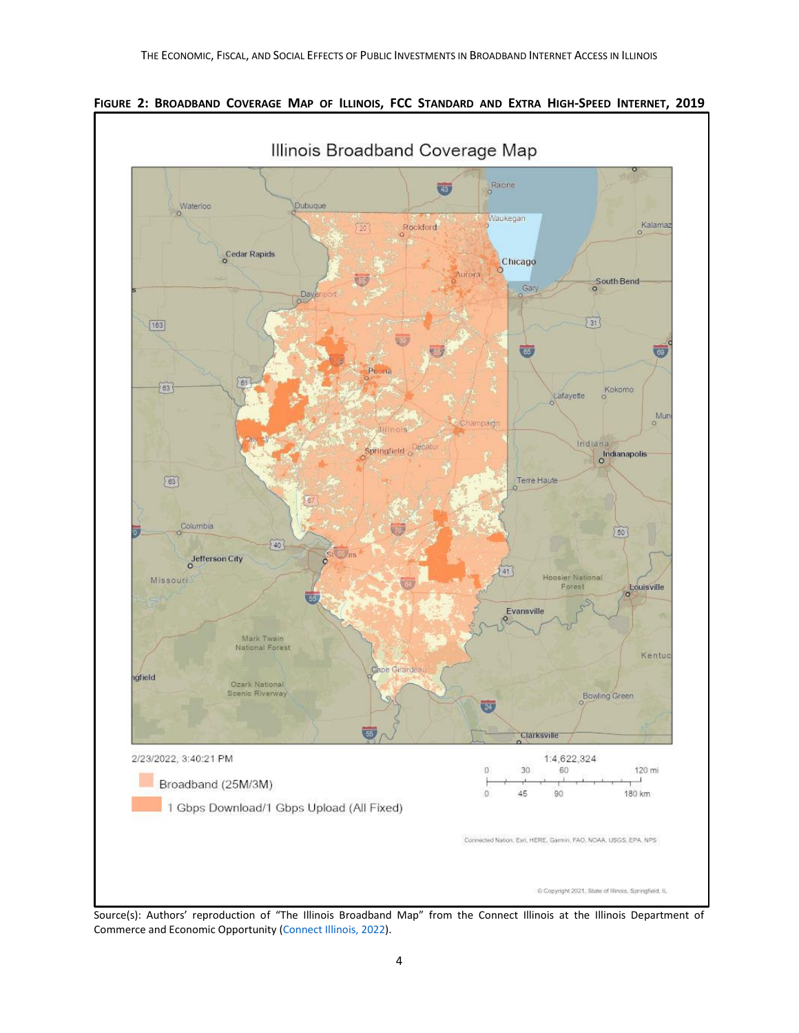**FIGURE 2: BROADBAND COVERAGE MAP OF ILLINOIS, FCC STANDARD AND EXTRA HIGH-SPEED INTERNET, 2019**

Source(s): Authors' reproduction of "The Illinois Broadband Map" from the Connect Illinois at the Illinois Department of Commerce and Economic Opportunity (Connect Illinois, 2022).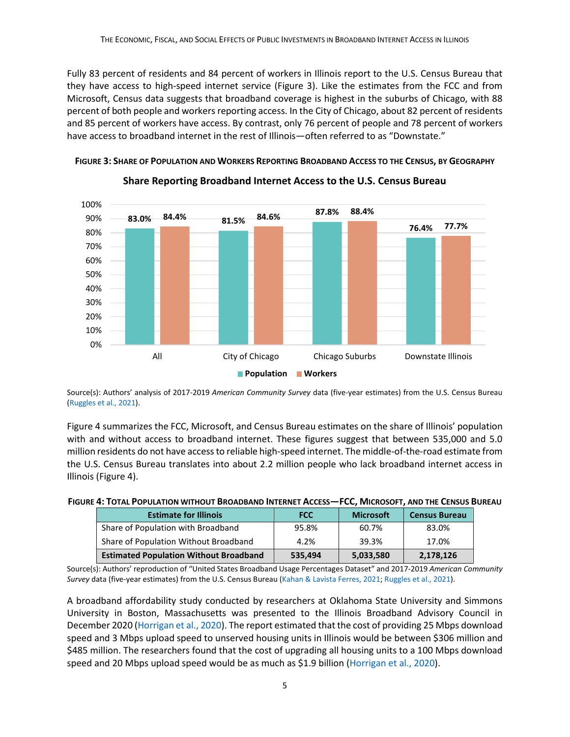Fully 83 percent of residents and 84 percent of workers in Illinois report to the U.S. Census Bureau that they have access to high-speed internet service (Figure 3). Like the estimates from the FCC and from Microsoft, Census data suggests that broadband coverage is highest in the suburbs of Chicago, with 88 percent of both people and workers reporting access. In the City of Chicago, about 82 percent of residents and 85 percent of workers have access. By contrast, only 76 percent of people and 78 percent of workers have access to broadband internet in the rest of Illinois—often referred to as "Downstate."

**FIGURE 3: SHARE OF POPULATION AND WORKERS REPORTING BROADBAND ACCESS TO THE CENSUS, BY GEOGRAPHY**

**Share Reporting Broadband Internet Access to the U.S. Census Bureau**

| | Population | Workers |
|---|---|---|
| All | 83.0% | 84.4% |
| City of Chicago | 81.5% | 84.6% |
| Chicago Suburbs | 87.8% | 88.4% |
| Downstate Illinois | 76.4% | 77.7% |

Source(s): Authors' analysis of 2017-2019 *American Community Survey* data (five-year estimates) from the U.S. Census Bureau (Ruggles et al., 2021).

Figure 4 summarizes the FCC, Microsoft, and Census Bureau estimates on the share of Illinois' population with and without access to broadband internet. These figures suggest that between 535,000 and 5.0 million residents do not have access to reliable high-speed internet. The middle-of-the-road estimate from the U.S. Census Bureau translates into about 2.2 million people who lack broadband internet access in Illinois (Figure 4).

**FIGURE 4: TOTAL POPULATION WITHOUT BROADBAND INTERNET ACCESS—FCC, MICROSOFT, AND THE CENSUS BUREAU**

| Estimate for Illinois | FCC | Microsoft | Census Bureau |
|---|---|---|---|
| Share of Population with Broadband | 95.8% | 60.7% | 83.0% |
| Share of Population Without Broadband | 4.2% | 39.3% | 17.0% |
| **Estimated Population Without Broadband** | **535,494** | **5,033,580** | **2,178,126** |

Source(s): Authors' reproduction of "United States Broadband Usage Percentages Dataset" and 2017-2019 *American Community Survey* data (five-year estimates) from the U.S. Census Bureau (Kahan & Lavista Ferres, 2021; Ruggles et al., 2021).

A broadband affordability study conducted by researchers at Oklahoma State University and Simmons University in Boston, Massachusetts was presented to the Illinois Broadband Advisory Council in December 2020 (Horrigan et al., 2020). The report estimated that the cost of providing 25 Mbps download speed and 3 Mbps upload speed to unserved housing units in Illinois would be between $306 million and $485 million. The researchers found that the cost of upgrading all housing units to a 100 Mbps download speed and 20 Mbps upload speed would be as much as $1.9 billion (Horrigan et al., 2020).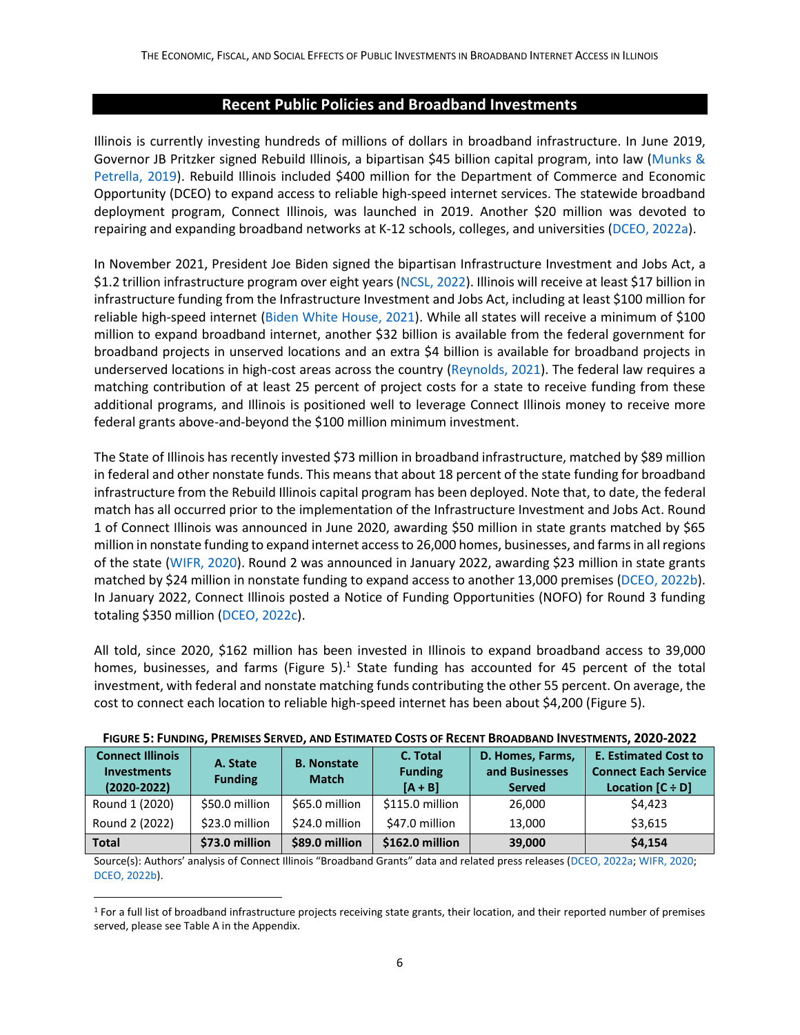## Recent Public Policies and Broadband Investments

Illinois is currently investing hundreds of millions of dollars in broadband infrastructure. In June 2019, Governor JB Pritzker signed Rebuild Illinois, a bipartisan $45 billion capital program, into law (Munks & Petrella, 2019). Rebuild Illinois included $400 million for the Department of Commerce and Economic Opportunity (DCEO) to expand access to reliable high-speed internet services. The statewide broadband deployment program, Connect Illinois, was launched in 2019. Another $20 million was devoted to repairing and expanding broadband networks at K-12 schools, colleges, and universities (DCEO, 2022a).

In November 2021, President Joe Biden signed the bipartisan Infrastructure Investment and Jobs Act, a $1.2 trillion infrastructure program over eight years (NCSL, 2022). Illinois will receive at least $17 billion in infrastructure funding from the Infrastructure Investment and Jobs Act, including at least $100 million for reliable high-speed internet (Biden White House, 2021). While all states will receive a minimum of $100 million to expand broadband internet, another $32 billion is available from the federal government for broadband projects in unserved locations and an extra $4 billion is available for broadband projects in underserved locations in high-cost areas across the country (Reynolds, 2021). The federal law requires a matching contribution of at least 25 percent of project costs for a state to receive funding from these additional programs, and Illinois is positioned well to leverage Connect Illinois money to receive more federal grants above-and-beyond the $100 million minimum investment.

The State of Illinois has recently invested $73 million in broadband infrastructure, matched by $89 million in federal and other nonstate funds. This means that about 18 percent of the state funding for broadband infrastructure from the Rebuild Illinois capital program has been deployed. Note that, to date, the federal match has all occurred prior to the implementation of the Infrastructure Investment and Jobs Act. Round 1 of Connect Illinois was announced in June 2020, awarding $50 million in state grants matched by $65 million in nonstate funding to expand internet access to 26,000 homes, businesses, and farms in all regions of the state (WIFR, 2020). Round 2 was announced in January 2022, awarding $23 million in state grants matched by $24 million in nonstate funding to expand access to another 13,000 premises (DCEO, 2022b). In January 2022, Connect Illinois posted a Notice of Funding Opportunities (NOFO) for Round 3 funding totaling $350 million (DCEO, 2022c).

All told, since 2020, $162 million has been invested in Illinois to expand broadband access to 39,000 homes, businesses, and farms (Figure 5).[1] State funding has accounted for 45 percent of the total investment, with federal and nonstate matching funds contributing the other 55 percent. On average, the cost to connect each location to reliable high-speed internet has been about $4,200 (Figure 5).

**Figure 5: Funding, Premises Served, and Estimated Costs of Recent Broadband Investments, 2020-2022**

| Connect Illinois Investments (2020-2022) | A. State Funding | B. Nonstate Match | C. Total Funding [A + B] | D. Homes, Farms, and Businesses Served | E. Estimated Cost to Connect Each Service Location [C ÷ D] |
|---|---|---|---|---|---|
| Round 1 (2020) | $50.0 million | $65.0 million | $115.0 million | 26,000 | $4,423 |
| Round 2 (2022) | $23.0 million | $24.0 million | $47.0 million | 13,000 | $3,615 |
| **Total** | **$73.0 million** | **$89.0 million** | **$162.0 million** | **39,000** | **$4,154** |

Source(s): Authors' analysis of Connect Illinois "Broadband Grants" data and related press releases (DCEO, 2022a; WIFR, 2020; DCEO, 2022b).

[1] For a full list of broadband infrastructure projects receiving state grants, their location, and their reported number of premises served, please see Table A in the Appendix.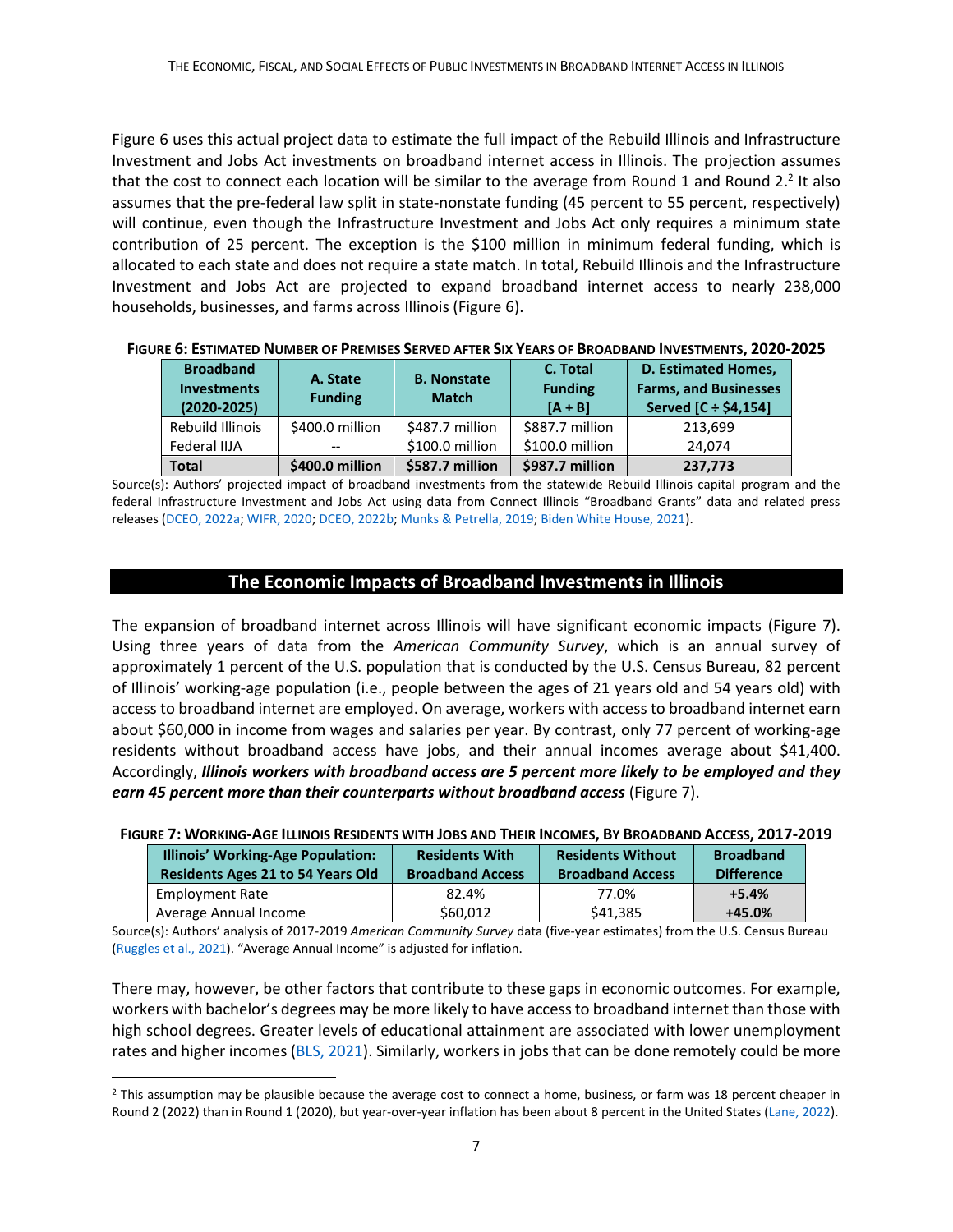Figure 6 uses this actual project data to estimate the full impact of the Rebuild Illinois and Infrastructure Investment and Jobs Act investments on broadband internet access in Illinois. The projection assumes that the cost to connect each location will be similar to the average from Round 1 and Round 2.[2] It also assumes that the pre-federal law split in state-nonstate funding (45 percent to 55 percent, respectively) will continue, even though the Infrastructure Investment and Jobs Act only requires a minimum state contribution of 25 percent. The exception is the $100 million in minimum federal funding, which is allocated to each state and does not require a state match. In total, Rebuild Illinois and the Infrastructure Investment and Jobs Act are projected to expand broadband internet access to nearly 238,000 households, businesses, and farms across Illinois (Figure 6).

**FIGURE 6: ESTIMATED NUMBER OF PREMISES SERVED AFTER SIX YEARS OF BROADBAND INVESTMENTS, 2020-2025**

| Broadband Investments (2020-2025) | A. State Funding | B. Nonstate Match | C. Total Funding [A + B] | D. Estimated Homes, Farms, and Businesses Served [C ÷ $4,154] |
|---|---|---|---|---|
| Rebuild Illinois | $400.0 million | $487.7 million | $887.7 million | 213,699 |
| Federal IIJA | -- | $100.0 million | $100.0 million | 24,074 |
| **Total** | **$400.0 million** | **$587.7 million** | **$987.7 million** | **237,773** |

Source(s): Authors' projected impact of broadband investments from the statewide Rebuild Illinois capital program and the federal Infrastructure Investment and Jobs Act using data from Connect Illinois "Broadband Grants" data and related press releases (DCEO, 2022a; WIFR, 2020; DCEO, 2022b; Munks & Petrella, 2019; Biden White House, 2021).

## The Economic Impacts of Broadband Investments in Illinois

The expansion of broadband internet across Illinois will have significant economic impacts (Figure 7). Using three years of data from the *American Community Survey*, which is an annual survey of approximately 1 percent of the U.S. population that is conducted by the U.S. Census Bureau, 82 percent of Illinois' working-age population (i.e., people between the ages of 21 years old and 54 years old) with access to broadband internet are employed. On average, workers with access to broadband internet earn about $60,000 in income from wages and salaries per year. By contrast, only 77 percent of working-age residents without broadband access have jobs, and their annual incomes average about $41,400. Accordingly, ***Illinois workers with broadband access are 5 percent more likely to be employed and they earn 45 percent more than their counterparts without broadband access*** (Figure 7).

**FIGURE 7: WORKING-AGE ILLINOIS RESIDENTS WITH JOBS AND THEIR INCOMES, BY BROADBAND ACCESS, 2017-2019**

| Illinois' Working-Age Population: Residents Ages 21 to 54 Years Old | Residents With Broadband Access | Residents Without Broadband Access | Broadband Difference |
|---|---|---|---|
| Employment Rate | 82.4% | 77.0% | **+5.4%** |
| Average Annual Income | $60,012 | $41,385 | **+45.0%** |

Source(s): Authors' analysis of 2017-2019 *American Community Survey* data (five-year estimates) from the U.S. Census Bureau (Ruggles et al., 2021). "Average Annual Income" is adjusted for inflation.

There may, however, be other factors that contribute to these gaps in economic outcomes. For example, workers with bachelor's degrees may be more likely to have access to broadband internet than those with high school degrees. Greater levels of educational attainment are associated with lower unemployment rates and higher incomes (BLS, 2021). Similarly, workers in jobs that can be done remotely could be more

[2] This assumption may be plausible because the average cost to connect a home, business, or farm was 18 percent cheaper in Round 2 (2022) than in Round 1 (2020), but year-over-year inflation has been about 8 percent in the United States (Lane, 2022).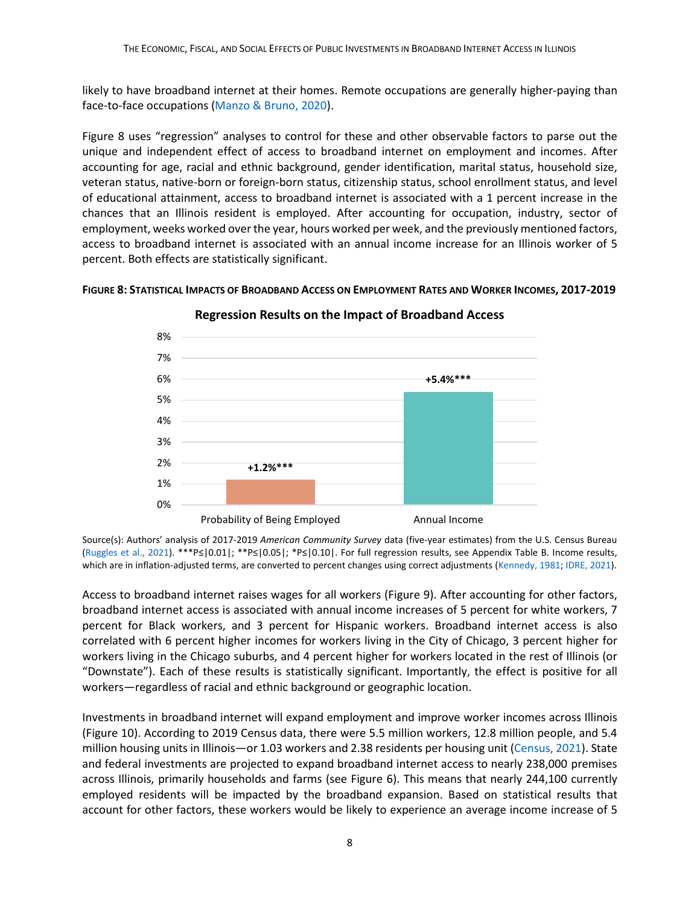likely to have broadband internet at their homes. Remote occupations are generally higher-paying than face-to-face occupations (Manzo & Bruno, 2020).

Figure 8 uses "regression" analyses to control for these and other observable factors to parse out the unique and independent effect of access to broadband internet on employment and incomes. After accounting for age, racial and ethnic background, gender identification, marital status, household size, veteran status, native-born or foreign-born status, citizenship status, school enrollment status, and level of educational attainment, access to broadband internet is associated with a 1 percent increase in the chances that an Illinois resident is employed. After accounting for occupation, industry, sector of employment, weeks worked over the year, hours worked per week, and the previously mentioned factors, access to broadband internet is associated with an annual income increase for an Illinois worker of 5 percent. Both effects are statistically significant.

**Figure 8: Statistical Impacts of Broadband Access on Employment Rates and Worker Incomes, 2017-2019**

**Regression Results on the Impact of Broadband Access**

| | Probability of Being Employed | Annual Income |
|---|---|---|
| Impact | +1.2%*** | +5.4%*** |

Source(s): Authors' analysis of 2017-2019 *American Community Survey* data (five-year estimates) from the U.S. Census Bureau (Ruggles et al., 2021). ***P≤|0.01|; **P≤|0.05|; *P≤|0.10|. For full regression results, see Appendix Table B. Income results, which are in inflation-adjusted terms, are converted to percent changes using correct adjustments (Kennedy, 1981; IDRE, 2021).

Access to broadband internet raises wages for all workers (Figure 9). After accounting for other factors, broadband internet access is associated with annual income increases of 5 percent for white workers, 7 percent for Black workers, and 3 percent for Hispanic workers. Broadband internet access is also correlated with 6 percent higher incomes for workers living in the City of Chicago, 3 percent higher for workers living in the Chicago suburbs, and 4 percent higher for workers located in the rest of Illinois (or "Downstate"). Each of these results is statistically significant. Importantly, the effect is positive for all workers—regardless of racial and ethnic background or geographic location.

Investments in broadband internet will expand employment and improve worker incomes across Illinois (Figure 10). According to 2019 Census data, there were 5.5 million workers, 12.8 million people, and 5.4 million housing units in Illinois—or 1.03 workers and 2.38 residents per housing unit (Census, 2021). State and federal investments are projected to expand broadband internet access to nearly 238,000 premises across Illinois, primarily households and farms (see Figure 6). This means that nearly 244,100 currently employed residents will be impacted by the broadband expansion. Based on statistical results that account for other factors, these workers would be likely to experience an average income increase of 5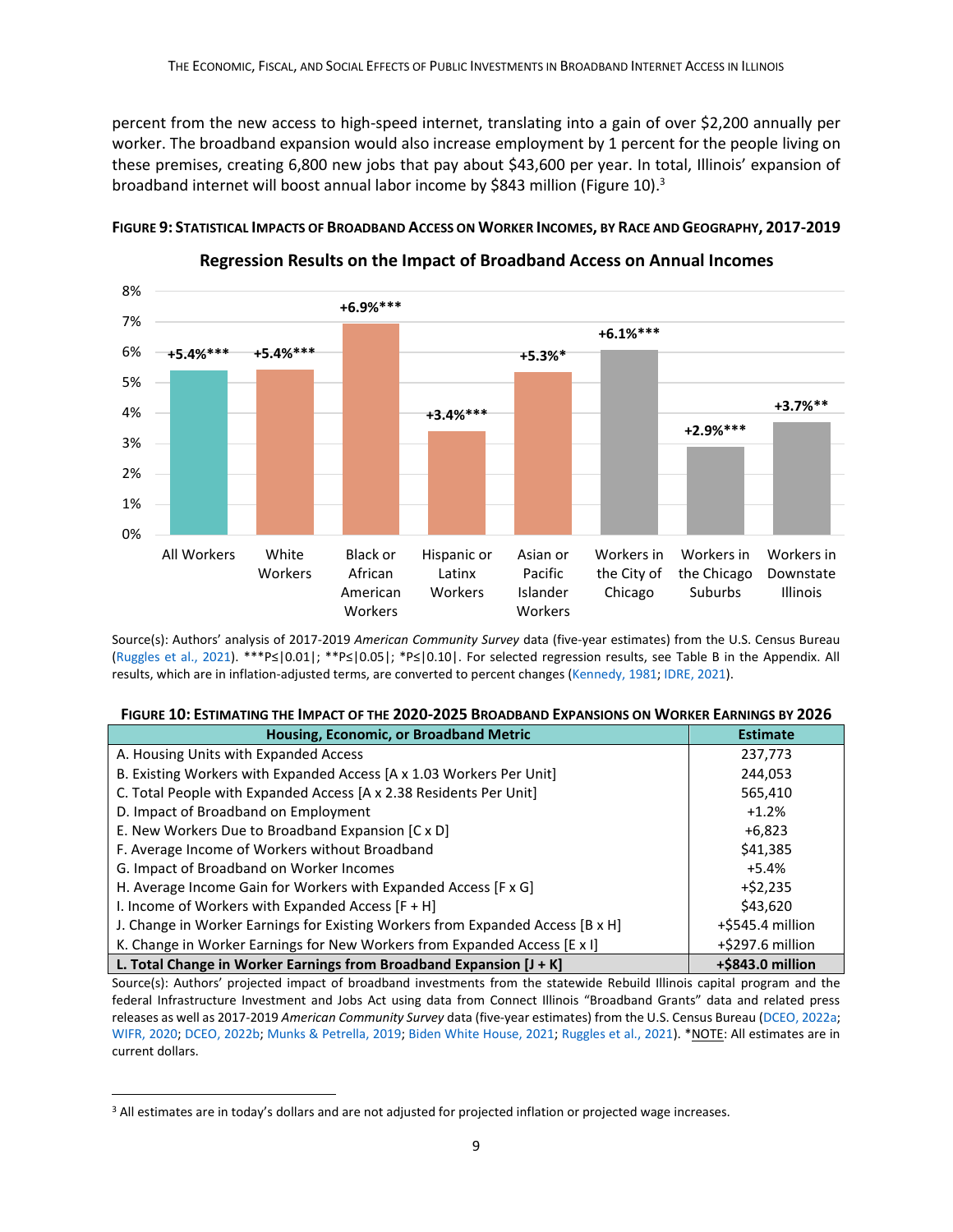percent from the new access to high-speed internet, translating into a gain of over $2,200 annually per worker. The broadband expansion would also increase employment by 1 percent for the people living on these premises, creating 6,800 new jobs that pay about $43,600 per year. In total, Illinois' expansion of broadband internet will boost annual labor income by $843 million (Figure 10).[3]

**FIGURE 9: STATISTICAL IMPACTS OF BROADBAND ACCESS ON WORKER INCOMES, BY RACE AND GEOGRAPHY, 2017-2019**

**Regression Results on the Impact of Broadband Access on Annual Incomes**

| Group | Impact |
|---|---|
| All Workers | +5.4%*** |
| White Workers | +5.4%*** |
| Black or African American Workers | +6.9%*** |
| Hispanic or Latinx Workers | +3.4%*** |
| Asian or Pacific Islander Workers | +5.3%* |
| Workers in the City of Chicago | +6.1%*** |
| Workers in the Chicago Suburbs | +2.9%*** |
| Workers in Downstate Illinois | +3.7%** |

Source(s): Authors' analysis of 2017-2019 *American Community Survey* data (five-year estimates) from the U.S. Census Bureau (Ruggles et al., 2021). ***P≤|0.01|; **P≤|0.05|; *P≤|0.10|. For selected regression results, see Table B in the Appendix. All results, which are in inflation-adjusted terms, are converted to percent changes (Kennedy, 1981; IDRE, 2021).

**FIGURE 10: ESTIMATING THE IMPACT OF THE 2020-2025 BROADBAND EXPANSIONS ON WORKER EARNINGS BY 2026**

| Housing, Economic, or Broadband Metric | Estimate |
|---|---|
| A. Housing Units with Expanded Access | 237,773 |
| B. Existing Workers with Expanded Access [A x 1.03 Workers Per Unit] | 244,053 |
| C. Total People with Expanded Access [A x 2.38 Residents Per Unit] | 565,410 |
| D. Impact of Broadband on Employment | +1.2% |
| E. New Workers Due to Broadband Expansion [C x D] | +6,823 |
| F. Average Income of Workers without Broadband | $41,385 |
| G. Impact of Broadband on Worker Incomes | +5.4% |
| H. Average Income Gain for Workers with Expanded Access [F x G] | +$2,235 |
| I. Income of Workers with Expanded Access [F + H] | $43,620 |
| J. Change in Worker Earnings for Existing Workers from Expanded Access [B x H] | +$545.4 million |
| K. Change in Worker Earnings for New Workers from Expanded Access [E x I] | +$297.6 million |
| **L. Total Change in Worker Earnings from Broadband Expansion [J + K]** | **+$843.0 million** |

Source(s): Authors' projected impact of broadband investments from the statewide Rebuild Illinois capital program and the federal Infrastructure Investment and Jobs Act using data from Connect Illinois "Broadband Grants" data and related press releases as well as 2017-2019 *American Community Survey* data (five-year estimates) from the U.S. Census Bureau (DCEO, 2022a; WIFR, 2020; DCEO, 2022b; Munks & Petrella, 2019; Biden White House, 2021; Ruggles et al., 2021). *NOTE: All estimates are in current dollars.

[3] All estimates are in today's dollars and are not adjusted for projected inflation or projected wage increases.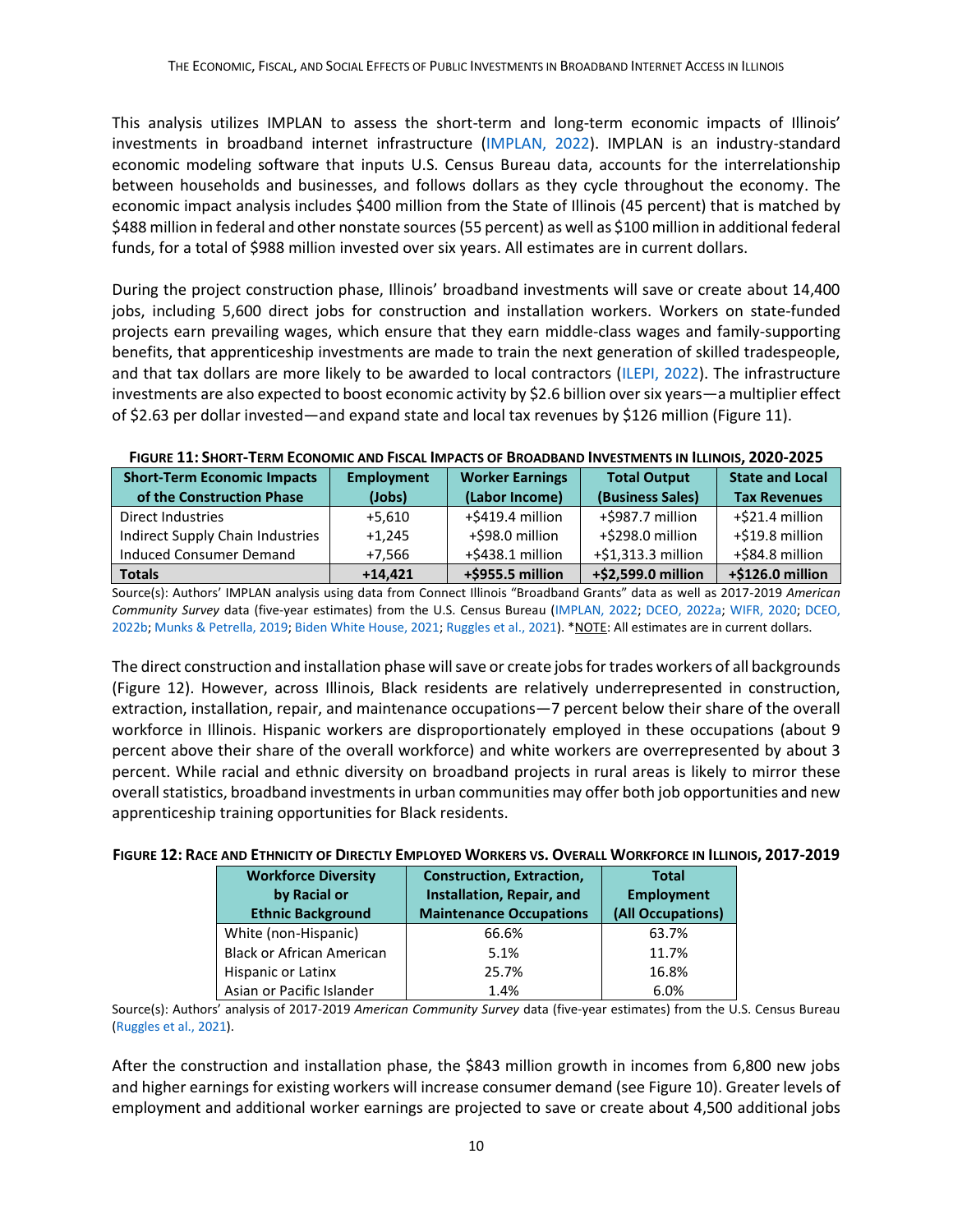This analysis utilizes IMPLAN to assess the short-term and long-term economic impacts of Illinois' investments in broadband internet infrastructure (IMPLAN, 2022). IMPLAN is an industry-standard economic modeling software that inputs U.S. Census Bureau data, accounts for the interrelationship between households and businesses, and follows dollars as they cycle throughout the economy. The economic impact analysis includes $400 million from the State of Illinois (45 percent) that is matched by $488 million in federal and other nonstate sources (55 percent) as well as $100 million in additional federal funds, for a total of $988 million invested over six years. All estimates are in current dollars.

During the project construction phase, Illinois' broadband investments will save or create about 14,400 jobs, including 5,600 direct jobs for construction and installation workers. Workers on state-funded projects earn prevailing wages, which ensure that they earn middle-class wages and family-supporting benefits, that apprenticeship investments are made to train the next generation of skilled tradespeople, and that tax dollars are more likely to be awarded to local contractors (ILEPI, 2022). The infrastructure investments are also expected to boost economic activity by $2.6 billion over six years—a multiplier effect of $2.63 per dollar invested—and expand state and local tax revenues by $126 million (Figure 11).

**Figure 11: Short-Term Economic and Fiscal Impacts of Broadband Investments in Illinois, 2020-2025**

| Short-Term Economic Impacts of the Construction Phase | Employment (Jobs) | Worker Earnings (Labor Income) | Total Output (Business Sales) | State and Local Tax Revenues |
|---|---|---|---|---|
| Direct Industries | +5,610 | +$419.4 million | +$987.7 million | +$21.4 million |
| Indirect Supply Chain Industries | +1,245 | +$98.0 million | +$298.0 million | +$19.8 million |
| Induced Consumer Demand | +7,566 | +$438.1 million | +$1,313.3 million | +$84.8 million |
| **Totals** | **+14,421** | **+$955.5 million** | **+$2,599.0 million** | **+$126.0 million** |

Source(s): Authors' IMPLAN analysis using data from Connect Illinois "Broadband Grants" data as well as 2017-2019 *American Community Survey* data (five-year estimates) from the U.S. Census Bureau (IMPLAN, 2022; DCEO, 2022a; WIFR, 2020; DCEO, 2022b; Munks & Petrella, 2019; Biden White House, 2021; Ruggles et al., 2021). *NOTE: All estimates are in current dollars.

The direct construction and installation phase will save or create jobs for trades workers of all backgrounds (Figure 12). However, across Illinois, Black residents are relatively underrepresented in construction, extraction, installation, repair, and maintenance occupations—7 percent below their share of the overall workforce in Illinois. Hispanic workers are disproportionately employed in these occupations (about 9 percent above their share of the overall workforce) and white workers are overrepresented by about 3 percent. While racial and ethnic diversity on broadband projects in rural areas is likely to mirror these overall statistics, broadband investments in urban communities may offer both job opportunities and new apprenticeship training opportunities for Black residents.

**Figure 12: Race and Ethnicity of Directly Employed Workers vs. Overall Workforce in Illinois, 2017-2019**

| Workforce Diversity by Racial or Ethnic Background | Construction, Extraction, Installation, Repair, and Maintenance Occupations | Total Employment (All Occupations) |
|---|---|---|
| White (non-Hispanic) | 66.6% | 63.7% |
| Black or African American | 5.1% | 11.7% |
| Hispanic or Latinx | 25.7% | 16.8% |
| Asian or Pacific Islander | 1.4% | 6.0% |

Source(s): Authors' analysis of 2017-2019 *American Community Survey* data (five-year estimates) from the U.S. Census Bureau (Ruggles et al., 2021).

After the construction and installation phase, the $843 million growth in incomes from 6,800 new jobs and higher earnings for existing workers will increase consumer demand (see Figure 10). Greater levels of employment and additional worker earnings are projected to save or create about 4,500 additional jobs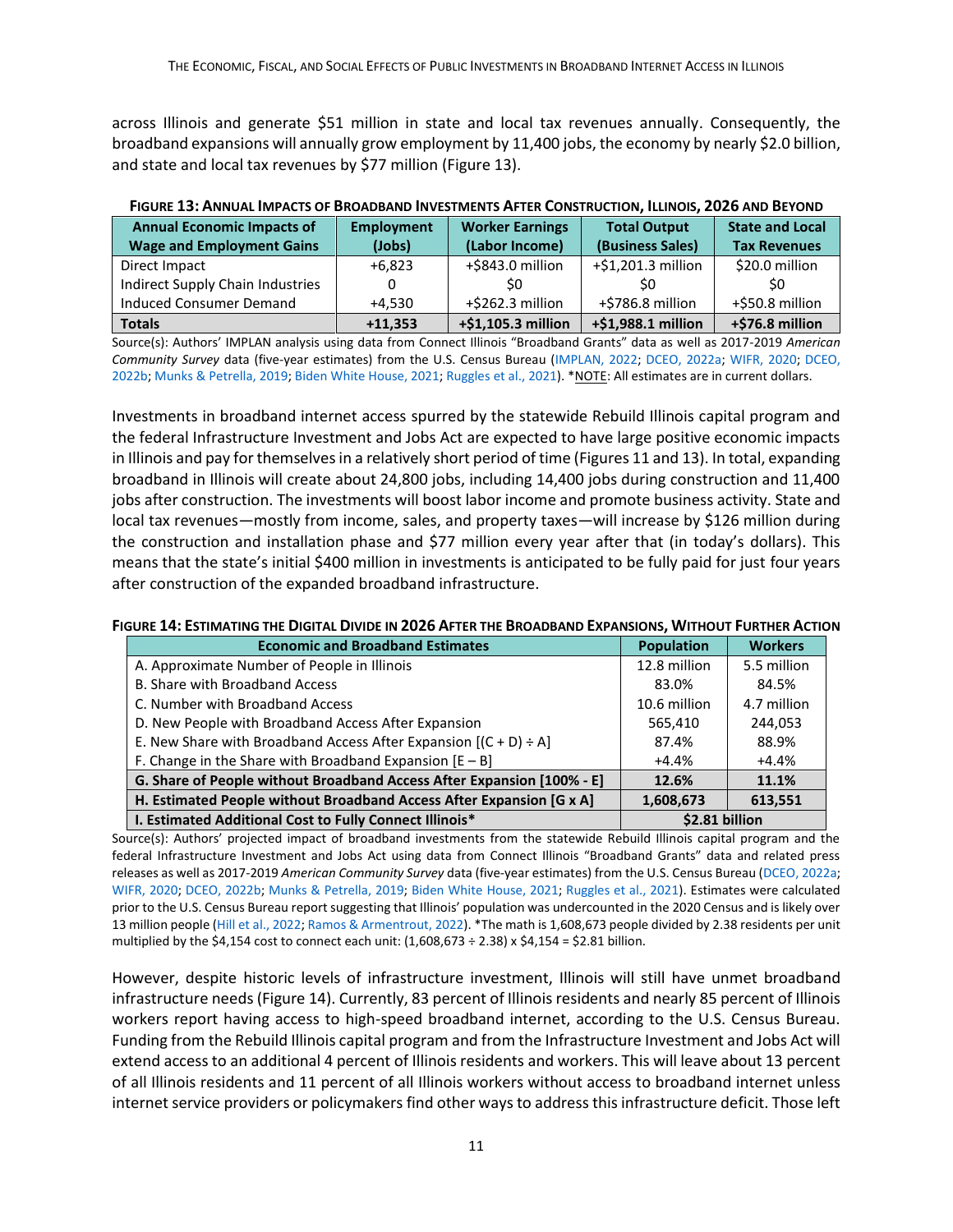across Illinois and generate $51 million in state and local tax revenues annually. Consequently, the broadband expansions will annually grow employment by 11,400 jobs, the economy by nearly $2.0 billion, and state and local tax revenues by $77 million (Figure 13).

**FIGURE 13: ANNUAL IMPACTS OF BROADBAND INVESTMENTS AFTER CONSTRUCTION, ILLINOIS, 2026 AND BEYOND**

| Annual Economic Impacts of Wage and Employment Gains | Employment (Jobs) | Worker Earnings (Labor Income) | Total Output (Business Sales) | State and Local Tax Revenues |
|---|---|---|---|---|
| Direct Impact | +6,823 | +$843.0 million | +$1,201.3 million | $20.0 million |
| Indirect Supply Chain Industries | 0 | $0 | $0 | $0 |
| Induced Consumer Demand | +4,530 | +$262.3 million | +$786.8 million | +$50.8 million |
| **Totals** | **+11,353** | **+$1,105.3 million** | **+$1,988.1 million** | **+$76.8 million** |

Source(s): Authors' IMPLAN analysis using data from Connect Illinois "Broadband Grants" data as well as 2017-2019 *American Community Survey* data (five-year estimates) from the U.S. Census Bureau (IMPLAN, 2022; DCEO, 2022a; WIFR, 2020; DCEO, 2022b; Munks & Petrella, 2019; Biden White House, 2021; Ruggles et al., 2021). *NOTE: All estimates are in current dollars.

Investments in broadband internet access spurred by the statewide Rebuild Illinois capital program and the federal Infrastructure Investment and Jobs Act are expected to have large positive economic impacts in Illinois and pay for themselves in a relatively short period of time (Figures 11 and 13). In total, expanding broadband in Illinois will create about 24,800 jobs, including 14,400 jobs during construction and 11,400 jobs after construction. The investments will boost labor income and promote business activity. State and local tax revenues—mostly from income, sales, and property taxes—will increase by $126 million during the construction and installation phase and $77 million every year after that (in today's dollars). This means that the state's initial $400 million in investments is anticipated to be fully paid for just four years after construction of the expanded broadband infrastructure.

**FIGURE 14: ESTIMATING THE DIGITAL DIVIDE IN 2026 AFTER THE BROADBAND EXPANSIONS, WITHOUT FURTHER ACTION**

| Economic and Broadband Estimates | Population | Workers |
|---|---|---|
| A. Approximate Number of People in Illinois | 12.8 million | 5.5 million |
| B. Share with Broadband Access | 83.0% | 84.5% |
| C. Number with Broadband Access | 10.6 million | 4.7 million |
| D. New People with Broadband Access After Expansion | 565,410 | 244,053 |
| E. New Share with Broadband Access After Expansion [(C + D) ÷ A] | 87.4% | 88.9% |
| F. Change in the Share with Broadband Expansion [E – B] | +4.4% | +4.4% |
| **G. Share of People without Broadband Access After Expansion [100% - E]** | **12.6%** | **11.1%** |
| **H. Estimated People without Broadband Access After Expansion [G x A]** | **1,608,673** | **613,551** |
| **I. Estimated Additional Cost to Fully Connect Illinois*** | **$2.81 billion** | |

Source(s): Authors' projected impact of broadband investments from the statewide Rebuild Illinois capital program and the federal Infrastructure Investment and Jobs Act using data from Connect Illinois "Broadband Grants" data and related press releases as well as 2017-2019 *American Community Survey* data (five-year estimates) from the U.S. Census Bureau (DCEO, 2022a; WIFR, 2020; DCEO, 2022b; Munks & Petrella, 2019; Biden White House, 2021; Ruggles et al., 2021). Estimates were calculated prior to the U.S. Census Bureau report suggesting that Illinois' population was undercounted in the 2020 Census and is likely over 13 million people (Hill et al., 2022; Ramos & Armentrout, 2022). *The math is 1,608,673 people divided by 2.38 residents per unit multiplied by the $4,154 cost to connect each unit: (1,608,673 ÷ 2.38) x $4,154 = $2.81 billion.

However, despite historic levels of infrastructure investment, Illinois will still have unmet broadband infrastructure needs (Figure 14). Currently, 83 percent of Illinois residents and nearly 85 percent of Illinois workers report having access to high-speed broadband internet, according to the U.S. Census Bureau. Funding from the Rebuild Illinois capital program and from the Infrastructure Investment and Jobs Act will extend access to an additional 4 percent of Illinois residents and workers. This will leave about 13 percent of all Illinois residents and 11 percent of all Illinois workers without access to broadband internet unless internet service providers or policymakers find other ways to address this infrastructure deficit. Those left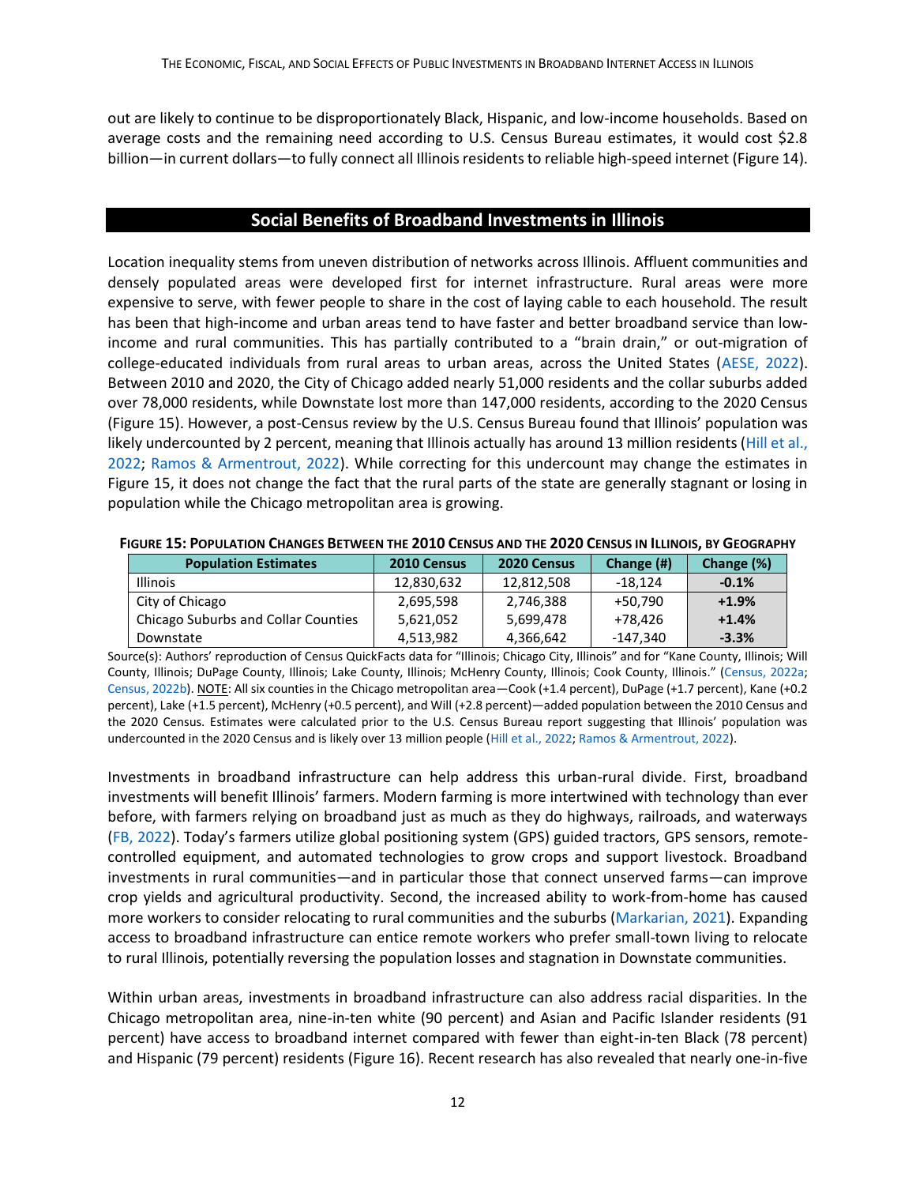out are likely to continue to be disproportionately Black, Hispanic, and low-income households. Based on average costs and the remaining need according to U.S. Census Bureau estimates, it would cost $2.8 billion—in current dollars—to fully connect all Illinois residents to reliable high-speed internet (Figure 14).

## Social Benefits of Broadband Investments in Illinois

Location inequality stems from uneven distribution of networks across Illinois. Affluent communities and densely populated areas were developed first for internet infrastructure. Rural areas were more expensive to serve, with fewer people to share in the cost of laying cable to each household. The result has been that high-income and urban areas tend to have faster and better broadband service than low-income and rural communities. This has partially contributed to a "brain drain," or out-migration of college-educated individuals from rural areas to urban areas, across the United States (AESE, 2022). Between 2010 and 2020, the City of Chicago added nearly 51,000 residents and the collar suburbs added over 78,000 residents, while Downstate lost more than 147,000 residents, according to the 2020 Census (Figure 15). However, a post-Census review by the U.S. Census Bureau found that Illinois' population was likely undercounted by 2 percent, meaning that Illinois actually has around 13 million residents (Hill et al., 2022; Ramos & Armentrout, 2022). While correcting for this undercount may change the estimates in Figure 15, it does not change the fact that the rural parts of the state are generally stagnant or losing in population while the Chicago metropolitan area is growing.

**Figure 15: Population Changes Between the 2010 Census and the 2020 Census in Illinois, by Geography**

| Population Estimates | 2010 Census | 2020 Census | Change (#) | Change (%) |
|---|---|---|---|---|
| Illinois | 12,830,632 | 12,812,508 | -18,124 | **-0.1%** |
| City of Chicago | 2,695,598 | 2,746,388 | +50,790 | **+1.9%** |
| Chicago Suburbs and Collar Counties | 5,621,052 | 5,699,478 | +78,426 | **+1.4%** |
| Downstate | 4,513,982 | 4,366,642 | -147,340 | **-3.3%** |

Source(s): Authors' reproduction of Census QuickFacts data for "Illinois; Chicago City, Illinois" and for "Kane County, Illinois; Will County, Illinois; DuPage County, Illinois; Lake County, Illinois; McHenry County, Illinois; Cook County, Illinois." (Census, 2022a; Census, 2022b). NOTE: All six counties in the Chicago metropolitan area—Cook (+1.4 percent), DuPage (+1.7 percent), Kane (+0.2 percent), Lake (+1.5 percent), McHenry (+0.5 percent), and Will (+2.8 percent)—added population between the 2010 Census and the 2020 Census. Estimates were calculated prior to the U.S. Census Bureau report suggesting that Illinois' population was undercounted in the 2020 Census and is likely over 13 million people (Hill et al., 2022; Ramos & Armentrout, 2022).

Investments in broadband infrastructure can help address this urban-rural divide. First, broadband investments will benefit Illinois' farmers. Modern farming is more intertwined with technology than ever before, with farmers relying on broadband just as much as they do highways, railroads, and waterways (FB, 2022). Today's farmers utilize global positioning system (GPS) guided tractors, GPS sensors, remote-controlled equipment, and automated technologies to grow crops and support livestock. Broadband investments in rural communities—and in particular those that connect unserved farms—can improve crop yields and agricultural productivity. Second, the increased ability to work-from-home has caused more workers to consider relocating to rural communities and the suburbs (Markarian, 2021). Expanding access to broadband infrastructure can entice remote workers who prefer small-town living to relocate to rural Illinois, potentially reversing the population losses and stagnation in Downstate communities.

Within urban areas, investments in broadband infrastructure can also address racial disparities. In the Chicago metropolitan area, nine-in-ten white (90 percent) and Asian and Pacific Islander residents (91 percent) have access to broadband internet compared with fewer than eight-in-ten Black (78 percent) and Hispanic (79 percent) residents (Figure 16). Recent research has also revealed that nearly one-in-five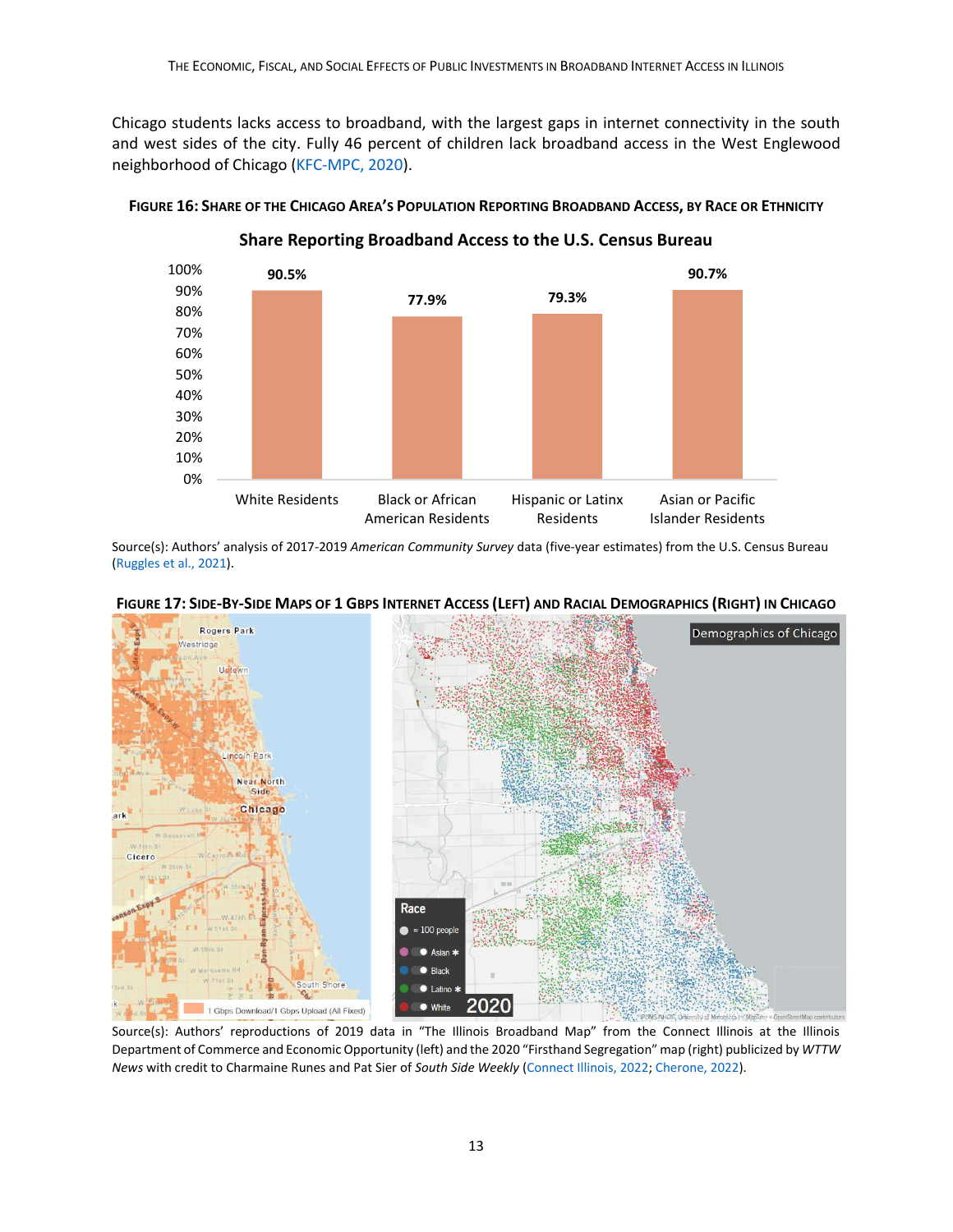Chicago students lacks access to broadband, with the largest gaps in internet connectivity in the south and west sides of the city. Fully 46 percent of children lack broadband access in the West Englewood neighborhood of Chicago (KFC-MPC, 2020).

**FIGURE 16: SHARE OF THE CHICAGO AREA'S POPULATION REPORTING BROADBAND ACCESS, BY RACE OR ETHNICITY**

**Share Reporting Broadband Access to the U.S. Census Bureau**

| Group | Share |
|---|---|
| White Residents | 90.5% |
| Black or African American Residents | 77.9% |
| Hispanic or Latinx Residents | 79.3% |
| Asian or Pacific Islander Residents | 90.7% |

Source(s): Authors' analysis of 2017-2019 *American Community Survey* data (five-year estimates) from the U.S. Census Bureau (Ruggles et al., 2021).

**FIGURE 17: SIDE-BY-SIDE MAPS OF 1 GBPS INTERNET ACCESS (LEFT) AND RACIAL DEMOGRAPHICS (RIGHT) IN CHICAGO**

Source(s): Authors' reproductions of 2019 data in "The Illinois Broadband Map" from the Connect Illinois at the Illinois Department of Commerce and Economic Opportunity (left) and the 2020 "Firsthand Segregation" map (right) publicized by *WTTW News* with credit to Charmaine Runes and Pat Sier of *South Side Weekly* (Connect Illinois, 2022; Cherone, 2022).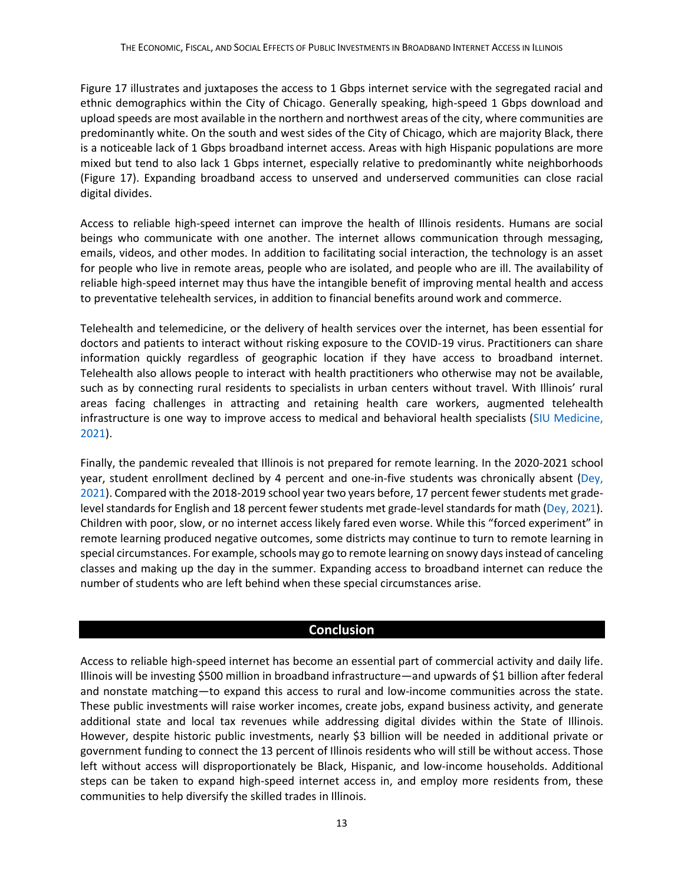Figure 17 illustrates and juxtaposes the access to 1 Gbps internet service with the segregated racial and ethnic demographics within the City of Chicago. Generally speaking, high-speed 1 Gbps download and upload speeds are most available in the northern and northwest areas of the city, where communities are predominantly white. On the south and west sides of the City of Chicago, which are majority Black, there is a noticeable lack of 1 Gbps broadband internet access. Areas with high Hispanic populations are more mixed but tend to also lack 1 Gbps internet, especially relative to predominantly white neighborhoods (Figure 17). Expanding broadband access to unserved and underserved communities can close racial digital divides.

Access to reliable high-speed internet can improve the health of Illinois residents. Humans are social beings who communicate with one another. The internet allows communication through messaging, emails, videos, and other modes. In addition to facilitating social interaction, the technology is an asset for people who live in remote areas, people who are isolated, and people who are ill. The availability of reliable high-speed internet may thus have the intangible benefit of improving mental health and access to preventative telehealth services, in addition to financial benefits around work and commerce.

Telehealth and telemedicine, or the delivery of health services over the internet, has been essential for doctors and patients to interact without risking exposure to the COVID-19 virus. Practitioners can share information quickly regardless of geographic location if they have access to broadband internet. Telehealth also allows people to interact with health practitioners who otherwise may not be available, such as by connecting rural residents to specialists in urban centers without travel. With Illinois' rural areas facing challenges in attracting and retaining health care workers, augmented telehealth infrastructure is one way to improve access to medical and behavioral health specialists (SIU Medicine, 2021).

Finally, the pandemic revealed that Illinois is not prepared for remote learning. In the 2020-2021 school year, student enrollment declined by 4 percent and one-in-five students was chronically absent (Dey, 2021). Compared with the 2018-2019 school year two years before, 17 percent fewer students met grade-level standards for English and 18 percent fewer students met grade-level standards for math (Dey, 2021). Children with poor, slow, or no internet access likely fared even worse. While this "forced experiment" in remote learning produced negative outcomes, some districts may continue to turn to remote learning in special circumstances. For example, schools may go to remote learning on snowy days instead of canceling classes and making up the day in the summer. Expanding access to broadband internet can reduce the number of students who are left behind when these special circumstances arise.

## Conclusion

Access to reliable high-speed internet has become an essential part of commercial activity and daily life. Illinois will be investing $500 million in broadband infrastructure—and upwards of $1 billion after federal and nonstate matching—to expand this access to rural and low-income communities across the state. These public investments will raise worker incomes, create jobs, expand business activity, and generate additional state and local tax revenues while addressing digital divides within the State of Illinois. However, despite historic public investments, nearly $3 billion will be needed in additional private or government funding to connect the 13 percent of Illinois residents who will still be without access. Those left without access will disproportionately be Black, Hispanic, and low-income households. Additional steps can be taken to expand high-speed internet access in, and employ more residents from, these communities to help diversify the skilled trades in Illinois.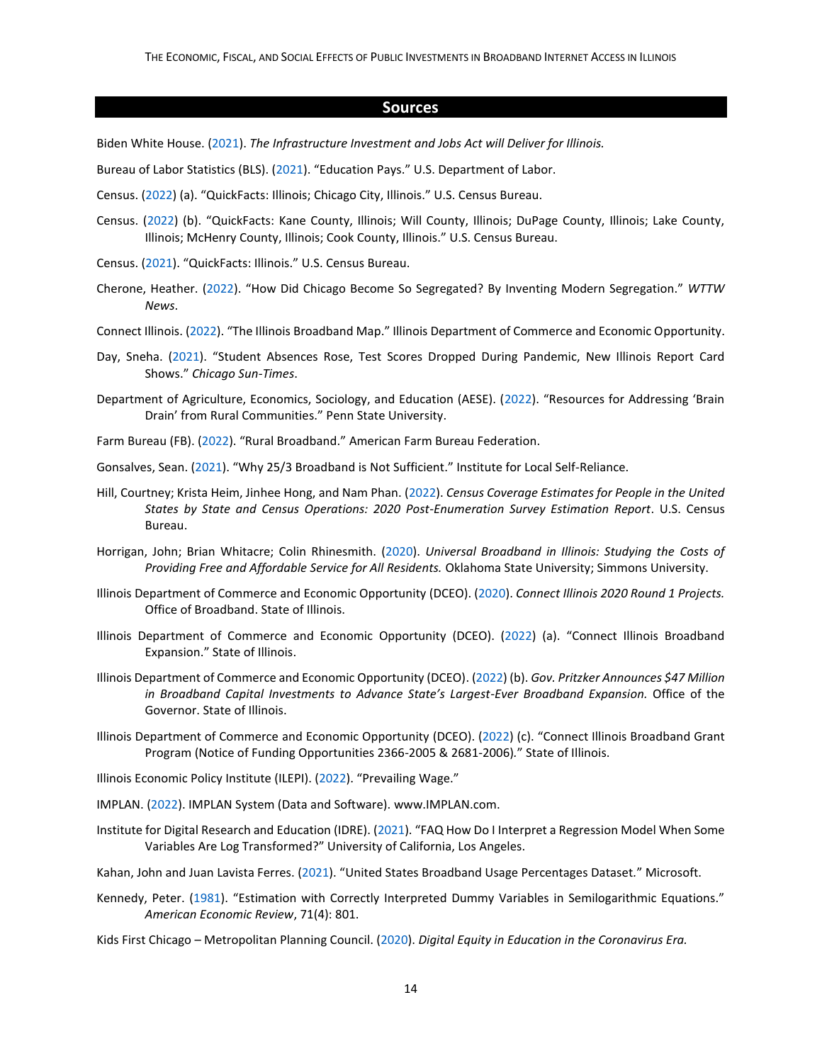## Sources

Biden White House. (2021). *The Infrastructure Investment and Jobs Act will Deliver for Illinois.*

Bureau of Labor Statistics (BLS). (2021). "Education Pays." U.S. Department of Labor.

Census. (2022) (a). "QuickFacts: Illinois; Chicago City, Illinois." U.S. Census Bureau.

Census. (2022) (b). "QuickFacts: Kane County, Illinois; Will County, Illinois; DuPage County, Illinois; Lake County, Illinois; McHenry County, Illinois; Cook County, Illinois." U.S. Census Bureau.

Census. (2021). "QuickFacts: Illinois." U.S. Census Bureau.

Cherone, Heather. (2022). "How Did Chicago Become So Segregated? By Inventing Modern Segregation." *WTTW News*.

Connect Illinois. (2022). "The Illinois Broadband Map." Illinois Department of Commerce and Economic Opportunity.

Day, Sneha. (2021). "Student Absences Rose, Test Scores Dropped During Pandemic, New Illinois Report Card Shows." *Chicago Sun-Times*.

Department of Agriculture, Economics, Sociology, and Education (AESE). (2022). "Resources for Addressing 'Brain Drain' from Rural Communities." Penn State University.

Farm Bureau (FB). (2022). "Rural Broadband." American Farm Bureau Federation.

Gonsalves, Sean. (2021). "Why 25/3 Broadband is Not Sufficient." Institute for Local Self-Reliance.

Hill, Courtney; Krista Heim, Jinhee Hong, and Nam Phan. (2022). *Census Coverage Estimates for People in the United States by State and Census Operations: 2020 Post-Enumeration Survey Estimation Report*. U.S. Census Bureau.

Horrigan, John; Brian Whitacre; Colin Rhinesmith. (2020). *Universal Broadband in Illinois: Studying the Costs of Providing Free and Affordable Service for All Residents.* Oklahoma State University; Simmons University.

Illinois Department of Commerce and Economic Opportunity (DCEO). (2020). *Connect Illinois 2020 Round 1 Projects.* Office of Broadband. State of Illinois.

Illinois Department of Commerce and Economic Opportunity (DCEO). (2022) (a). "Connect Illinois Broadband Expansion." State of Illinois.

Illinois Department of Commerce and Economic Opportunity (DCEO). (2022) (b). *Gov. Pritzker Announces $47 Million in Broadband Capital Investments to Advance State's Largest-Ever Broadband Expansion.* Office of the Governor. State of Illinois.

Illinois Department of Commerce and Economic Opportunity (DCEO). (2022) (c). "Connect Illinois Broadband Grant Program (Notice of Funding Opportunities 2366-2005 & 2681-2006)." State of Illinois.

Illinois Economic Policy Institute (ILEPI). (2022). "Prevailing Wage."

IMPLAN. (2022). IMPLAN System (Data and Software). www.IMPLAN.com.

Institute for Digital Research and Education (IDRE). (2021). "FAQ How Do I Interpret a Regression Model When Some Variables Are Log Transformed?" University of California, Los Angeles.

Kahan, John and Juan Lavista Ferres. (2021). "United States Broadband Usage Percentages Dataset." Microsoft.

Kennedy, Peter. (1981). "Estimation with Correctly Interpreted Dummy Variables in Semilogarithmic Equations." *American Economic Review*, 71(4): 801.

Kids First Chicago – Metropolitan Planning Council. (2020). *Digital Equity in Education in the Coronavirus Era.*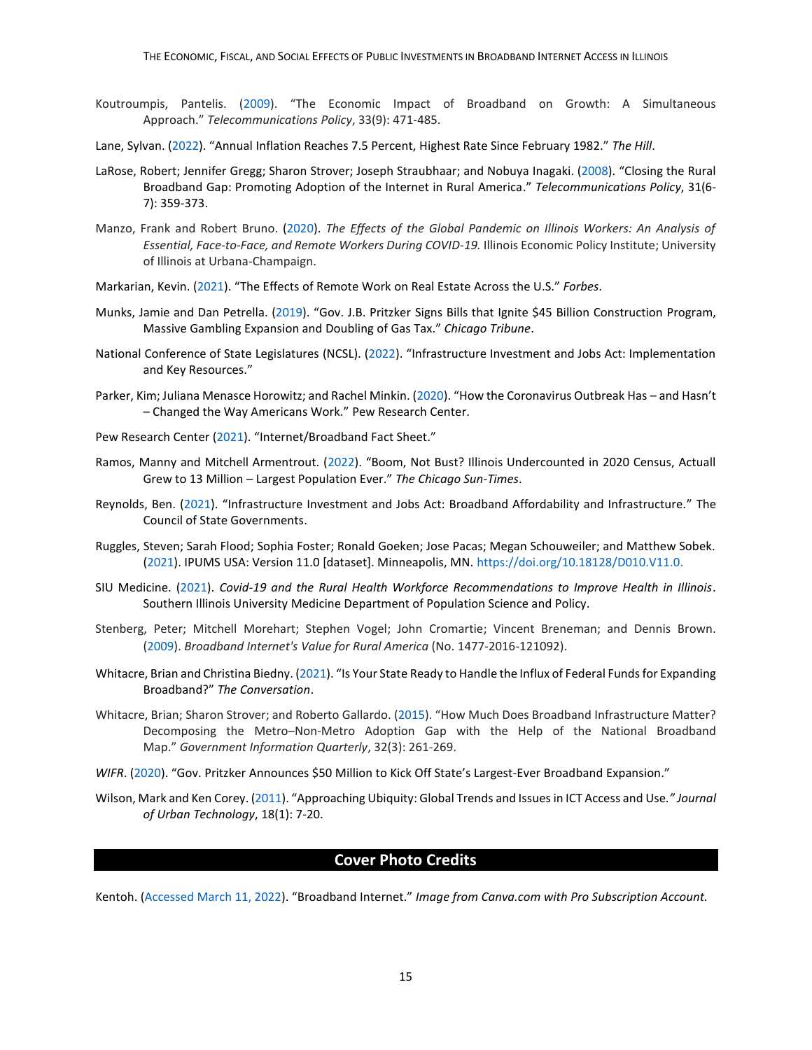Koutroumpis, Pantelis. (2009). "The Economic Impact of Broadband on Growth: A Simultaneous Approach." *Telecommunications Policy*, 33(9): 471-485.

Lane, Sylvan. (2022). "Annual Inflation Reaches 7.5 Percent, Highest Rate Since February 1982." *The Hill*.

LaRose, Robert; Jennifer Gregg; Sharon Strover; Joseph Straubhaar; and Nobuya Inagaki. (2008). "Closing the Rural Broadband Gap: Promoting Adoption of the Internet in Rural America." *Telecommunications Policy*, 31(6-7): 359-373.

Manzo, Frank and Robert Bruno. (2020). *The Effects of the Global Pandemic on Illinois Workers: An Analysis of Essential, Face-to-Face, and Remote Workers During COVID-19.* Illinois Economic Policy Institute; University of Illinois at Urbana-Champaign.

Markarian, Kevin. (2021). "The Effects of Remote Work on Real Estate Across the U.S." *Forbes*.

Munks, Jamie and Dan Petrella. (2019). "Gov. J.B. Pritzker Signs Bills that Ignite $45 Billion Construction Program, Massive Gambling Expansion and Doubling of Gas Tax." *Chicago Tribune*.

National Conference of State Legislatures (NCSL). (2022). "Infrastructure Investment and Jobs Act: Implementation and Key Resources."

Parker, Kim; Juliana Menasce Horowitz; and Rachel Minkin. (2020). "How the Coronavirus Outbreak Has – and Hasn't – Changed the Way Americans Work." Pew Research Center.

Pew Research Center (2021). "Internet/Broadband Fact Sheet."

Ramos, Manny and Mitchell Armentrout. (2022). "Boom, Not Bust? Illinois Undercounted in 2020 Census, Actuall Grew to 13 Million – Largest Population Ever." *The Chicago Sun-Times*.

Reynolds, Ben. (2021). "Infrastructure Investment and Jobs Act: Broadband Affordability and Infrastructure." The Council of State Governments.

Ruggles, Steven; Sarah Flood; Sophia Foster; Ronald Goeken; Jose Pacas; Megan Schouweiler; and Matthew Sobek. (2021). IPUMS USA: Version 11.0 [dataset]. Minneapolis, MN. https://doi.org/10.18128/D010.V11.0.

SIU Medicine. (2021). *Covid-19 and the Rural Health Workforce Recommendations to Improve Health in Illinois*. Southern Illinois University Medicine Department of Population Science and Policy.

Stenberg, Peter; Mitchell Morehart; Stephen Vogel; John Cromartie; Vincent Breneman; and Dennis Brown. (2009). *Broadband Internet's Value for Rural America* (No. 1477-2016-121092).

Whitacre, Brian and Christina Biedny. (2021). "Is Your State Ready to Handle the Influx of Federal Funds for Expanding Broadband?" *The Conversation*.

Whitacre, Brian; Sharon Strover; and Roberto Gallardo. (2015). "How Much Does Broadband Infrastructure Matter? Decomposing the Metro–Non-Metro Adoption Gap with the Help of the National Broadband Map." *Government Information Quarterly*, 32(3): 261-269.

*WIFR*. (2020). "Gov. Pritzker Announces $50 Million to Kick Off State's Largest-Ever Broadband Expansion."

Wilson, Mark and Ken Corey. (2011). "Approaching Ubiquity: Global Trends and Issues in ICT Access and Use." *Journal of Urban Technology*, 18(1): 7-20.

## Cover Photo Credits

Kentoh. (Accessed March 11, 2022). "Broadband Internet." *Image from Canva.com with Pro Subscription Account.*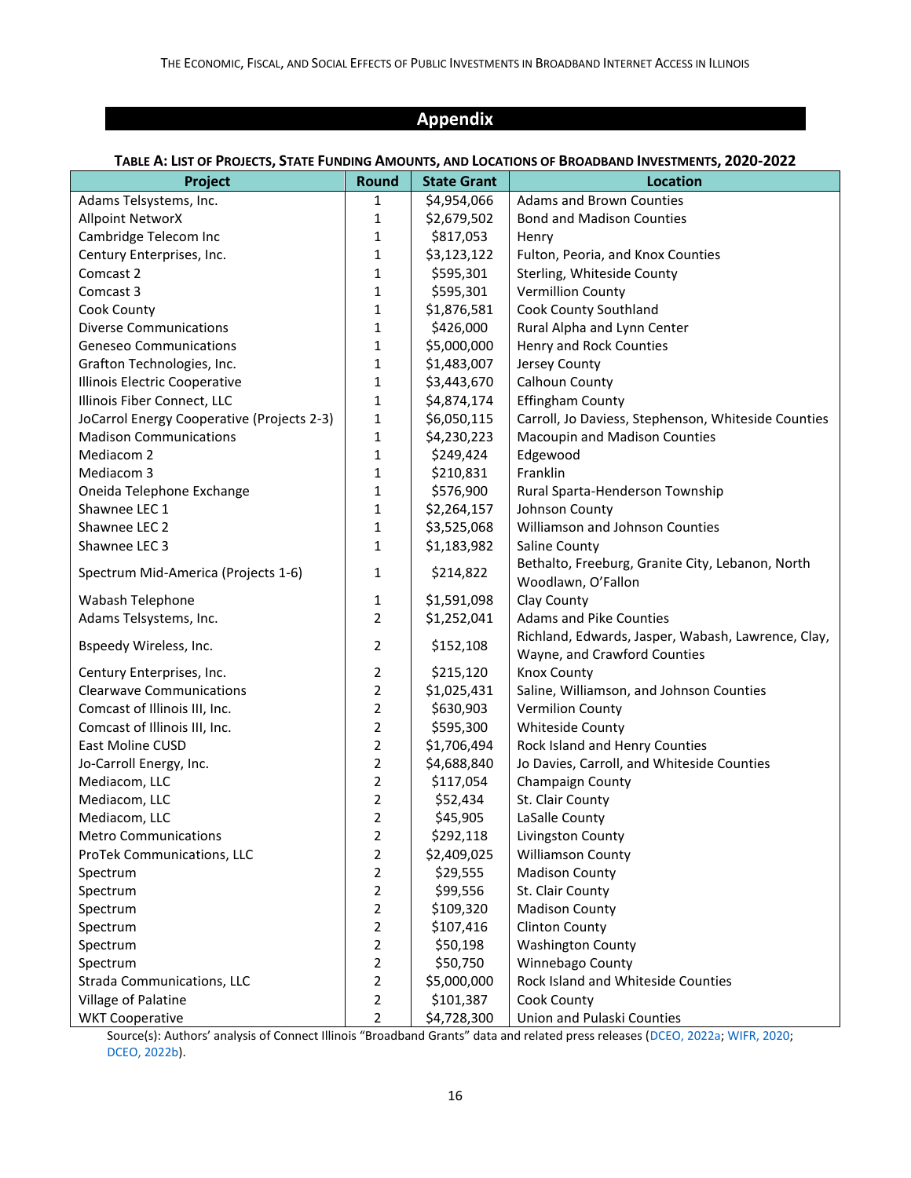## Appendix

**Table A: List of Projects, State Funding Amounts, and Locations of Broadband Investments, 2020-2022**

| Project | Round | State Grant | Location |
|---|---|---|---|
| Adams Telsystems, Inc. | 1 | $4,954,066 | Adams and Brown Counties |
| Allpoint NetworX | 1 | $2,679,502 | Bond and Madison Counties |
| Cambridge Telecom Inc | 1 | $817,053 | Henry |
| Century Enterprises, Inc. | 1 | $3,123,122 | Fulton, Peoria, and Knox Counties |
| Comcast 2 | 1 | $595,301 | Sterling, Whiteside County |
| Comcast 3 | 1 | $595,301 | Vermillion County |
| Cook County | 1 | $1,876,581 | Cook County Southland |
| Diverse Communications | 1 | $426,000 | Rural Alpha and Lynn Center |
| Geneseo Communications | 1 | $5,000,000 | Henry and Rock Counties |
| Grafton Technologies, Inc. | 1 | $1,483,007 | Jersey County |
| Illinois Electric Cooperative | 1 | $3,443,670 | Calhoun County |
| Illinois Fiber Connect, LLC | 1 | $4,874,174 | Effingham County |
| JoCarrol Energy Cooperative (Projects 2-3) | 1 | $6,050,115 | Carroll, Jo Daviess, Stephenson, Whiteside Counties |
| Madison Communications | 1 | $4,230,223 | Macoupin and Madison Counties |
| Mediacom 2 | 1 | $249,424 | Edgewood |
| Mediacom 3 | 1 | $210,831 | Franklin |
| Oneida Telephone Exchange | 1 | $576,900 | Rural Sparta-Henderson Township |
| Shawnee LEC 1 | 1 | $2,264,157 | Johnson County |
| Shawnee LEC 2 | 1 | $3,525,068 | Williamson and Johnson Counties |
| Shawnee LEC 3 | 1 | $1,183,982 | Saline County |
| Spectrum Mid-America (Projects 1-6) | 1 | $214,822 | Bethalto, Freeburg, Granite City, Lebanon, North Woodlawn, O'Fallon |
| Wabash Telephone | 1 | $1,591,098 | Clay County |
| Adams Telsystems, Inc. | 2 | $1,252,041 | Adams and Pike Counties |
| Bspeedy Wireless, Inc. | 2 | $152,108 | Richland, Edwards, Jasper, Wabash, Lawrence, Clay, Wayne, and Crawford Counties |
| Century Enterprises, Inc. | 2 | $215,120 | Knox County |
| Clearwave Communications | 2 | $1,025,431 | Saline, Williamson, and Johnson Counties |
| Comcast of Illinois III, Inc. | 2 | $630,903 | Vermilion County |
| Comcast of Illinois III, Inc. | 2 | $595,300 | Whiteside County |
| East Moline CUSD | 2 | $1,706,494 | Rock Island and Henry Counties |
| Jo-Carroll Energy, Inc. | 2 | $4,688,840 | Jo Davies, Carroll, and Whiteside Counties |
| Mediacom, LLC | 2 | $117,054 | Champaign County |
| Mediacom, LLC | 2 | $52,434 | St. Clair County |
| Mediacom, LLC | 2 | $45,905 | LaSalle County |
| Metro Communications | 2 | $292,118 | Livingston County |
| ProTek Communications, LLC | 2 | $2,409,025 | Williamson County |
| Spectrum | 2 | $29,555 | Madison County |
| Spectrum | 2 | $99,556 | St. Clair County |
| Spectrum | 2 | $109,320 | Madison County |
| Spectrum | 2 | $107,416 | Clinton County |
| Spectrum | 2 | $50,198 | Washington County |
| Spectrum | 2 | $50,750 | Winnebago County |
| Strada Communications, LLC | 2 | $5,000,000 | Rock Island and Whiteside Counties |
| Village of Palatine | 2 | $101,387 | Cook County |
| WKT Cooperative | 2 | $4,728,300 | Union and Pulaski Counties |

Source(s): Authors' analysis of Connect Illinois "Broadband Grants" data and related press releases (DCEO, 2022a; WIFR, 2020; DCEO, 2022b).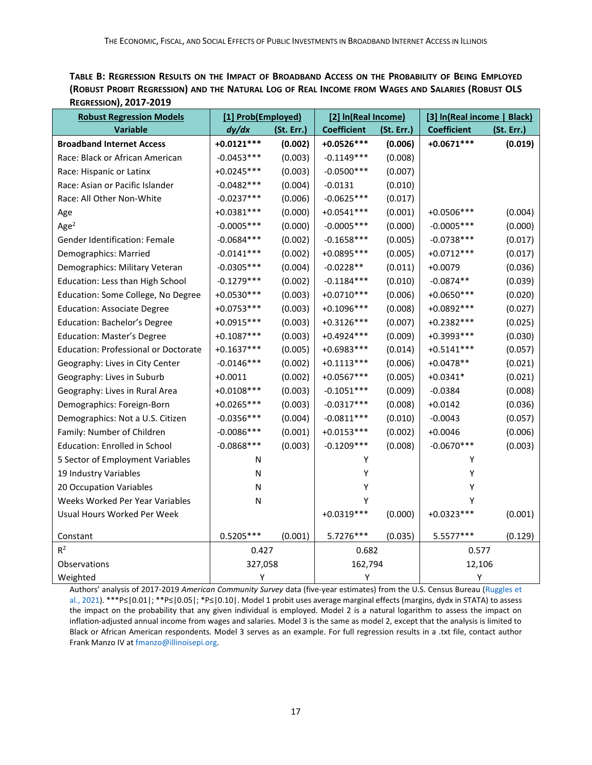**TABLE B: REGRESSION RESULTS ON THE IMPACT OF BROADBAND ACCESS ON THE PROBABILITY OF BEING EMPLOYED (ROBUST PROBIT REGRESSION) AND THE NATURAL LOG OF REAL INCOME FROM WAGES AND SALARIES (ROBUST OLS REGRESSION), 2017-2019**

| Robust Regression Models | [1] Prob(Employed) | | [2] ln(Real Income) | | [3] ln(Real income \| Black) | |
|---|---|---|---|---|---|---|
| **Variable** | ***dy/dx*** | **(St. Err.)** | **Coefficient** | **(St. Err.)** | **Coefficient** | **(St. Err.)** |
| **Broadband Internet Access** | **+0.0121*** ** | **(0.002)** | **+0.0526*** ** | **(0.006)** | **+0.0671*** ** | **(0.019)** |
| Race: Black or African American | -0.0453*** | (0.003) | -0.1149*** | (0.008) | | |
| Race: Hispanic or Latinx | +0.0245*** | (0.003) | -0.0500*** | (0.007) | | |
| Race: Asian or Pacific Islander | -0.0482*** | (0.004) | -0.0131 | (0.010) | | |
| Race: All Other Non-White | -0.0237*** | (0.006) | -0.0625*** | (0.017) | | |
| Age | +0.0381*** | (0.000) | +0.0541*** | (0.001) | +0.0506*** | (0.004) |
| $Age^2$ | -0.0005*** | (0.000) | -0.0005*** | (0.000) | -0.0005*** | (0.000) |
| Gender Identification: Female | -0.0684*** | (0.002) | -0.1658*** | (0.005) | -0.0738*** | (0.017) |
| Demographics: Married | -0.0141*** | (0.002) | +0.0895*** | (0.005) | +0.0712*** | (0.017) |
| Demographics: Military Veteran | -0.0305*** | (0.004) | -0.0228** | (0.011) | +0.0079 | (0.036) |
| Education: Less than High School | -0.1279*** | (0.002) | -0.1184*** | (0.010) | -0.0874** | (0.039) |
| Education: Some College, No Degree | +0.0530*** | (0.003) | +0.0710*** | (0.006) | +0.0650*** | (0.020) |
| Education: Associate Degree | +0.0753*** | (0.003) | +0.1096*** | (0.008) | +0.0892*** | (0.027) |
| Education: Bachelor's Degree | +0.0915*** | (0.003) | +0.3126*** | (0.007) | +0.2382*** | (0.025) |
| Education: Master's Degree | +0.1087*** | (0.003) | +0.4924*** | (0.009) | +0.3993*** | (0.030) |
| Education: Professional or Doctorate | +0.1637*** | (0.005) | +0.6983*** | (0.014) | +0.5141*** | (0.057) |
| Geography: Lives in City Center | -0.0146*** | (0.002) | +0.1113*** | (0.006) | +0.0478** | (0.021) |
| Geography: Lives in Suburb | +0.0011 | (0.002) | +0.0567*** | (0.005) | +0.0341* | (0.021) |
| Geography: Lives in Rural Area | +0.0108*** | (0.003) | -0.1051*** | (0.009) | -0.0384 | (0.008) |
| Demographics: Foreign-Born | +0.0265*** | (0.003) | -0.0317*** | (0.008) | +0.0142 | (0.036) |
| Demographics: Not a U.S. Citizen | -0.0356*** | (0.004) | -0.0811*** | (0.010) | -0.0043 | (0.057) |
| Family: Number of Children | -0.0086*** | (0.001) | +0.0153*** | (0.002) | +0.0046 | (0.006) |
| Education: Enrolled in School | -0.0868*** | (0.003) | -0.1209*** | (0.008) | -0.0670*** | (0.003) |
| 5 Sector of Employment Variables | N | | Y | | Y | |
| 19 Industry Variables | N | | Y | | Y | |
| 20 Occupation Variables | N | | Y | | Y | |
| Weeks Worked Per Year Variables | N | | Y | | Y | |
| Usual Hours Worked Per Week | | | +0.0319*** | (0.000) | +0.0323*** | (0.001) |
| Constant | 0.5205*** | (0.001) | 5.7276*** | (0.035) | 5.5577*** | (0.129) |
| $R^2$ | 0.427 | | 0.682 | | 0.577 | |
| Observations | 327,058 | | 162,794 | | 12,106 | |
| Weighted | Y | | Y | | Y | |

Authors' analysis of 2017-2019 *American Community Survey* data (five-year estimates) from the U.S. Census Bureau (Ruggles et al., 2021). ***P≤|0.01|; **P≤|0.05|; *P≤|0.10|. Model 1 probit uses average marginal effects (margins, dydx in STATA) to assess the impact on the probability that any given individual is employed. Model 2 is a natural logarithm to assess the impact on inflation-adjusted annual income from wages and salaries. Model 3 is the same as model 2, except that the analysis is limited to Black or African American respondents. Model 3 serves as an example. For full regression results in a .txt file, contact author Frank Manzo IV at fmanzo@illinoisepi.org.